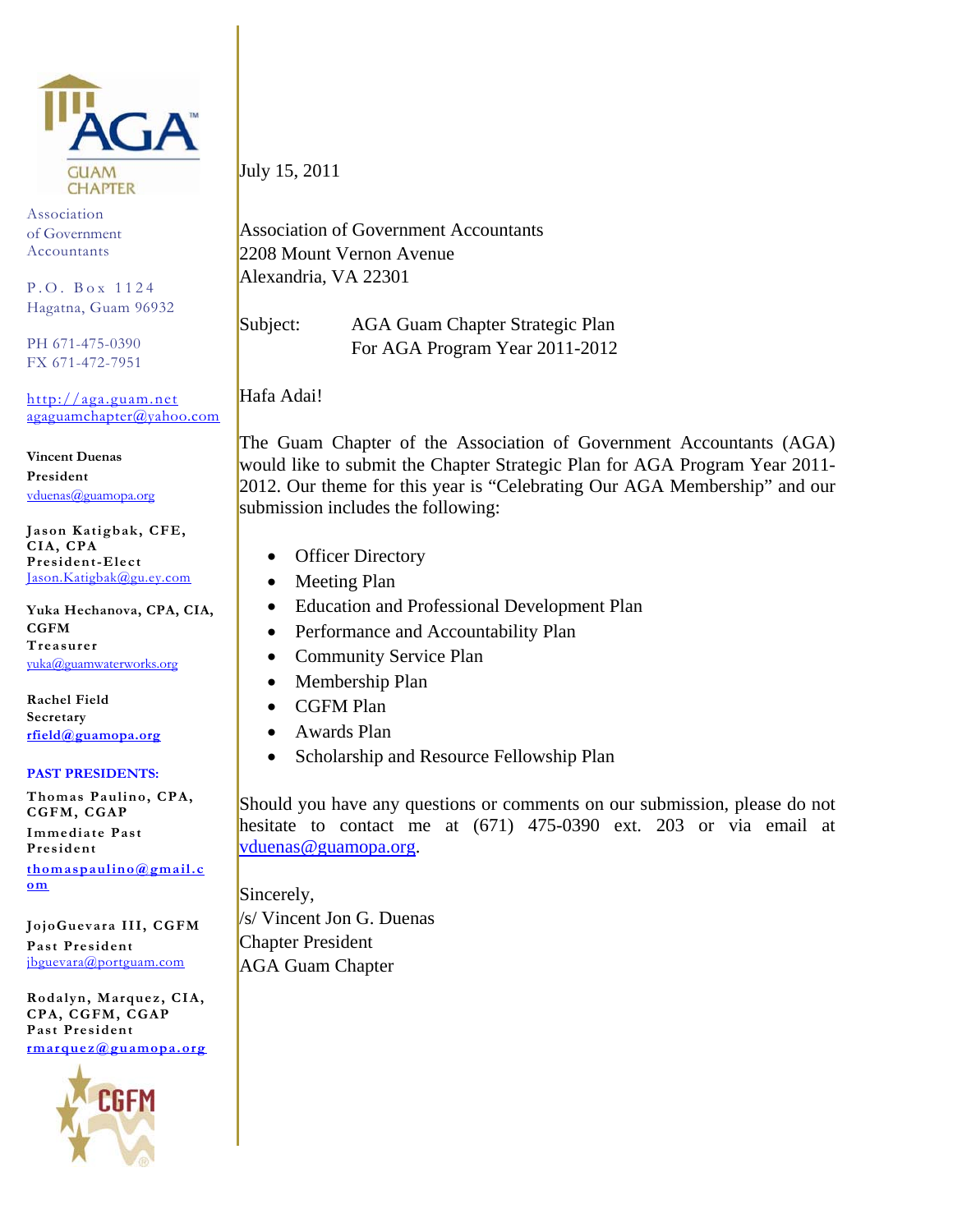AGA GUAM CHAPTER

Association of Government Accountants

P.O. Box 1124
Hagatna, Guam 96932

PH 671-475-0390
FX 671-472-7951

http://aga.guam.net
agaguamchapter@yahoo.com

**Vincent Duenas**
**President**
vduenas@guamopa.org

**Jason Katigbak, CFE, CIA, CPA**
**President-Elect**
Jason.Katigbak@gu.ey.com

**Yuka Hechanova, CPA, CIA, CGFM**
**Treasurer**
yuka@guamwaterworks.org

**Rachel Field**
**Secretary**
rfield@guamopa.org

**PAST PRESIDENTS:**

**Thomas Paulino, CPA, CGFM, CGAP**
**Immediate Past President**
thomaspaulino@gmail.com

**JojoGuevara III, CGFM**
**Past President**
jbguevara@portguam.com

**Rodalyn, Marquez, CIA, CPA, CGFM, CGAP**
**Past President**
rmarquez@guamopa.org

CGFM

---

July 15, 2011

Association of Government Accountants
2208 Mount Vernon Avenue
Alexandria, VA 22301

Subject: AGA Guam Chapter Strategic Plan
For AGA Program Year 2011-2012

Hafa Adai!

The Guam Chapter of the Association of Government Accountants (AGA) would like to submit the Chapter Strategic Plan for AGA Program Year 2011-2012. Our theme for this year is "Celebrating Our AGA Membership" and our submission includes the following:

- Officer Directory
- Meeting Plan
- Education and Professional Development Plan
- Performance and Accountability Plan
- Community Service Plan
- Membership Plan
- CGFM Plan
- Awards Plan
- Scholarship and Resource Fellowship Plan

Should you have any questions or comments on our submission, please do not hesitate to contact me at (671) 475-0390 ext. 203 or via email at vduenas@guamopa.org.

Sincerely,
/s/ Vincent Jon G. Duenas
Chapter President
AGA Guam Chapter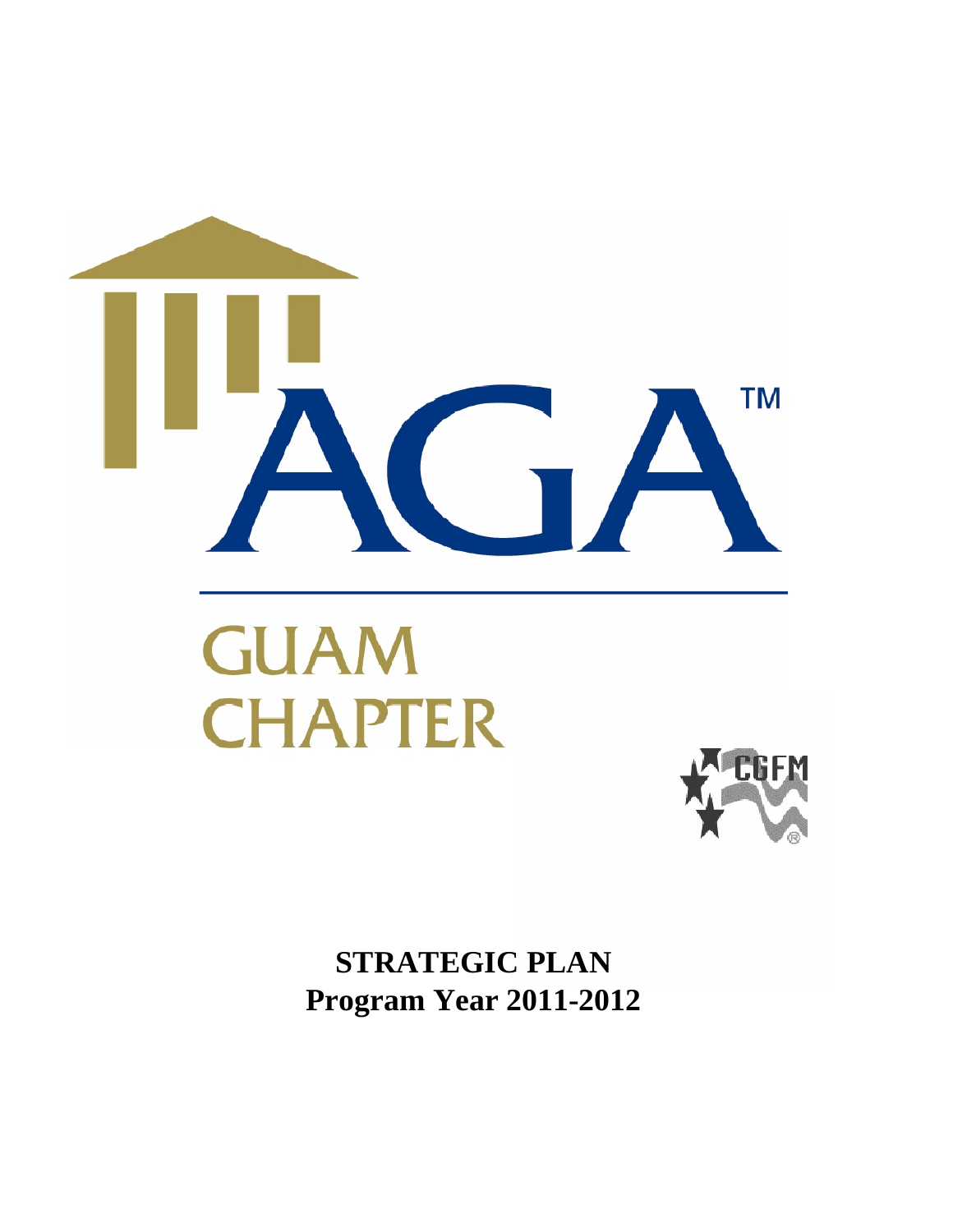# AGA™

# GUAM CHAPTER

CGFM®

**STRATEGIC PLAN**
**Program Year 2011-2012**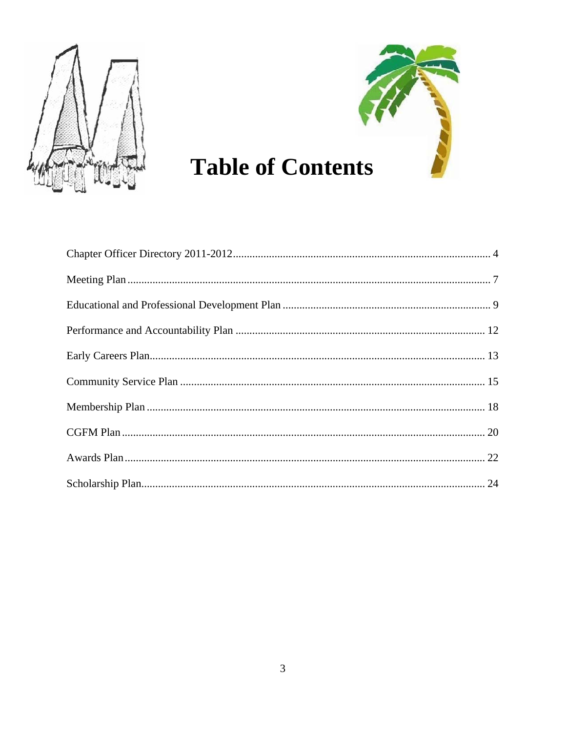# Table of Contents

Chapter Officer Directory 2011-2012 ............................................................................................ 4

Meeting Plan ................................................................................................................................. 7

Educational and Professional Development Plan ........................................................................... 9

Performance and Accountability Plan ......................................................................................... 12

Early Careers Plan........................................................................................................................ 13

Community Service Plan ............................................................................................................. 15

Membership Plan ......................................................................................................................... 18

CGFM Plan .................................................................................................................................. 20

Awards Plan ................................................................................................................................. 22

Scholarship Plan........................................................................................................................... 24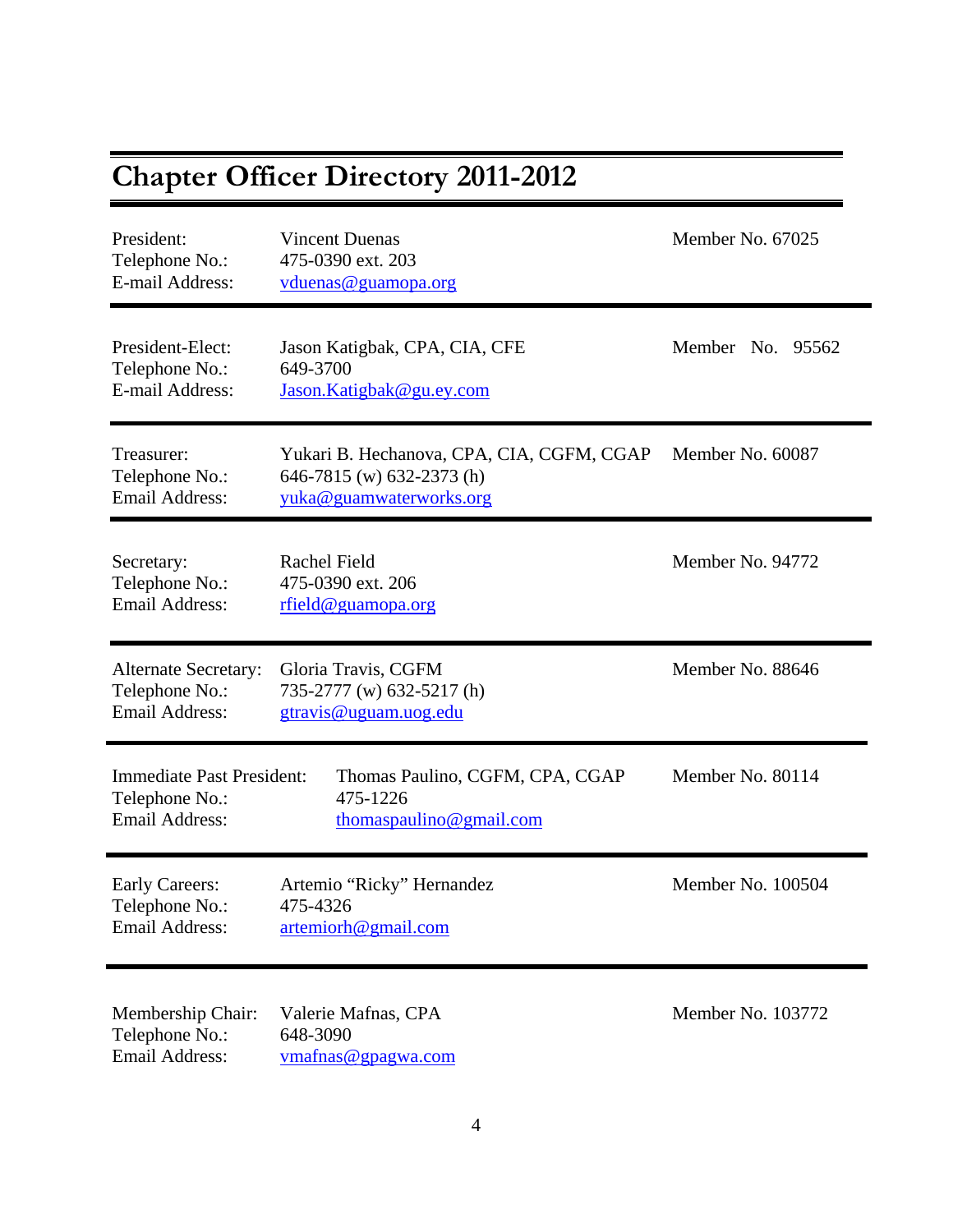# Chapter Officer Directory 2011-2012

President: Vincent Duenas — Member No. 67025
Telephone No.: 475-0390 ext. 203
E-mail Address: vduenas@guamopa.org

---

President-Elect: Jason Katigbak, CPA, CIA, CFE — Member No. 95562
Telephone No.: 649-3700
E-mail Address: Jason.Katigbak@gu.ey.com

---

Treasurer: Yukari B. Hechanova, CPA, CIA, CGFM, CGAP — Member No. 60087
Telephone No.: 646-7815 (w) 632-2373 (h)
Email Address: yuka@guamwaterworks.org

---

Secretary: Rachel Field — Member No. 94772
Telephone No.: 475-0390 ext. 206
Email Address: rfield@guamopa.org

---

Alternate Secretary: Gloria Travis, CGFM — Member No. 88646
Telephone No.: 735-2777 (w) 632-5217 (h)
Email Address: gtravis@uguam.uog.edu

---

Immediate Past President: Thomas Paulino, CGFM, CPA, CGAP — Member No. 80114
Telephone No.: 475-1226
Email Address: thomaspaulino@gmail.com

---

Early Careers: Artemio "Ricky" Hernandez — Member No. 100504
Telephone No.: 475-4326
Email Address: artemiorh@gmail.com

---

Membership Chair: Valerie Mafnas, CPA — Member No. 103772
Telephone No.: 648-3090
Email Address: vmafnas@gpagwa.com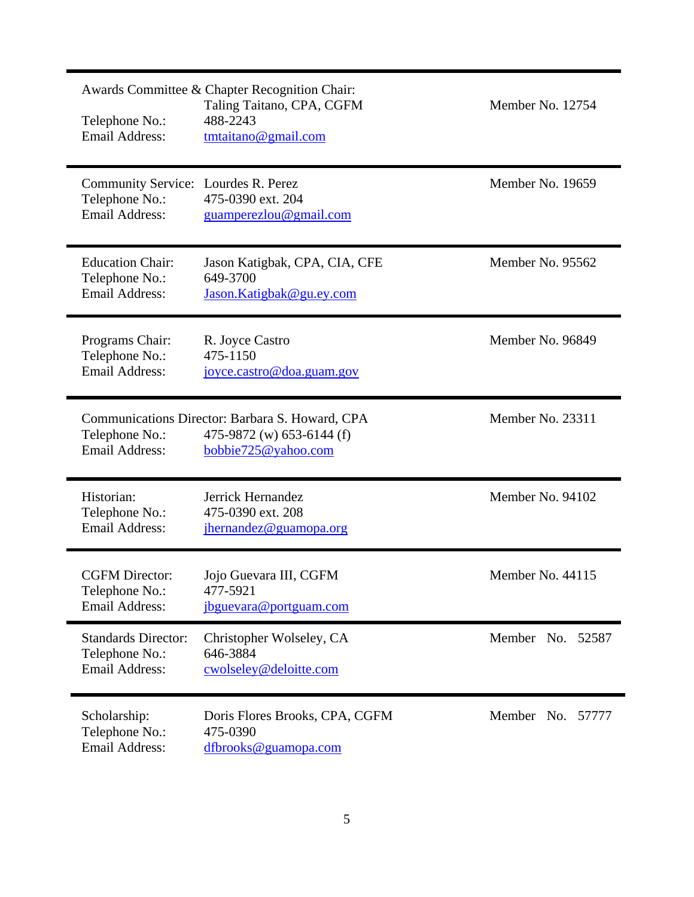---

Awards Committee & Chapter Recognition Chair:
Taling Taitano, CPA, CGFM — Member No. 12754
Telephone No.: 488-2243
Email Address: tmtaitano@gmail.com

---

Community Service: Lourdes R. Perez — Member No. 19659
Telephone No.: 475-0390 ext. 204
Email Address: guamperezlou@gmail.com

---

Education Chair: Jason Katigbak, CPA, CIA, CFE — Member No. 95562
Telephone No.: 649-3700
Email Address: Jason.Katigbak@gu.ey.com

---

Programs Chair: R. Joyce Castro — Member No. 96849
Telephone No.: 475-1150
Email Address: joyce.castro@doa.guam.gov

---

Communications Director: Barbara S. Howard, CPA — Member No. 23311
Telephone No.: 475-9872 (w) 653-6144 (f)
Email Address: bobbie725@yahoo.com

---

Historian: Jerrick Hernandez — Member No. 94102
Telephone No.: 475-0390 ext. 208
Email Address: jhernandez@guamopa.org

---

CGFM Director: Jojo Guevara III, CGFM — Member No. 44115
Telephone No.: 477-5921
Email Address: jbguevara@portguam.com

---

Standards Director: Christopher Wolseley, CA — Member No. 52587
Telephone No.: 646-3884
Email Address: cwolseley@deloitte.com

---

Scholarship: Doris Flores Brooks, CPA, CGFM — Member No. 57777
Telephone No.: 475-0390
Email Address: dfbrooks@guamopa.com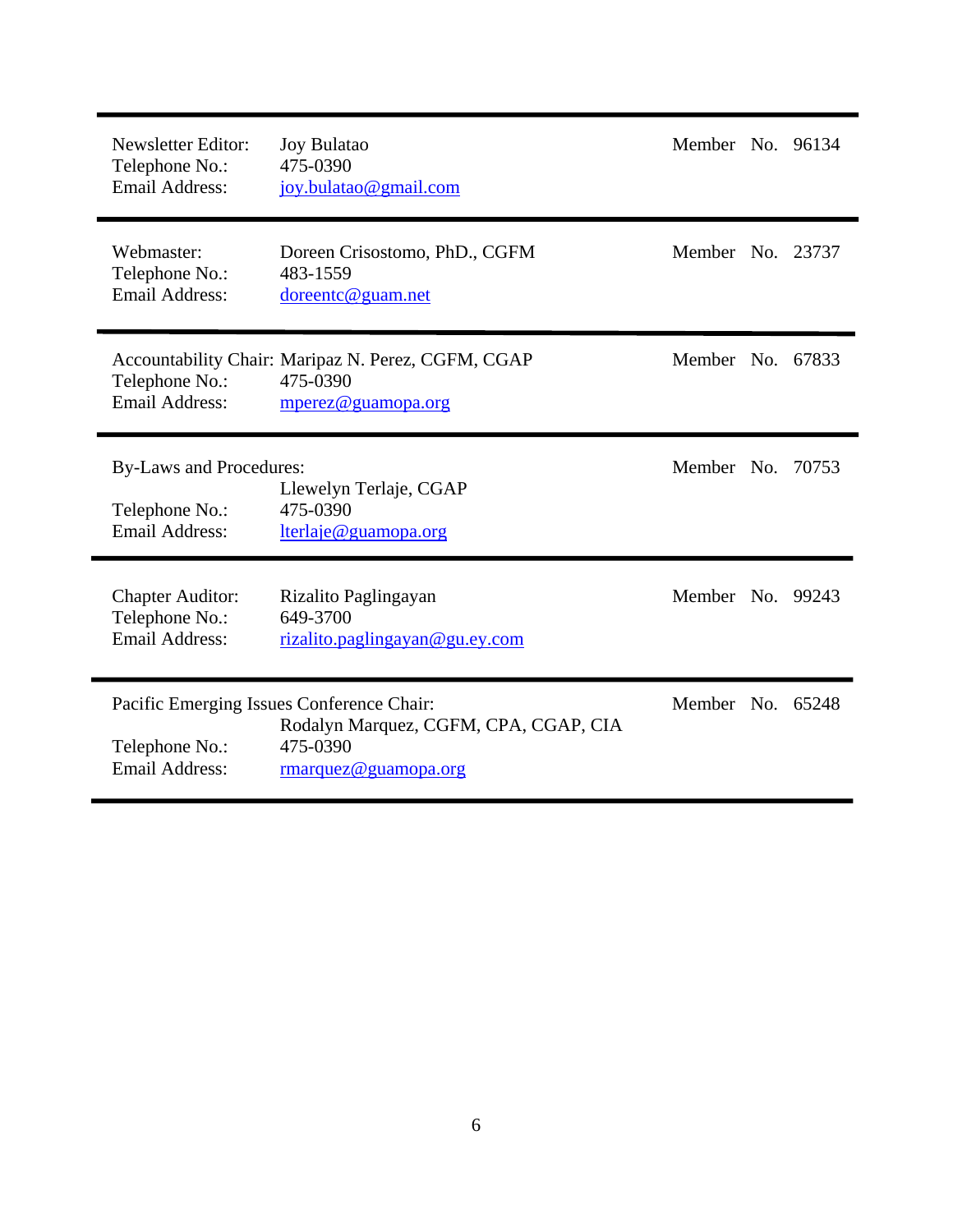---

Newsletter Editor: Joy Bulatao — Member No. 96134
Telephone No.: 475-0390
Email Address: joy.bulatao@gmail.com

---

Webmaster: Doreen Crisostomo, PhD., CGFM — Member No. 23737
Telephone No.: 483-1559
Email Address: doreentc@guam.net

---

Accountability Chair: Maripaz N. Perez, CGFM, CGAP — Member No. 67833
Telephone No.: 475-0390
Email Address: mperez@guamopa.org

---

By-Laws and Procedures: — Member No. 70753
Llewelyn Terlaje, CGAP
Telephone No.: 475-0390
Email Address: lterlaje@guamopa.org

---

Chapter Auditor: Rizalito Paglingayan — Member No. 99243
Telephone No.: 649-3700
Email Address: rizalito.paglingayan@gu.ey.com

---

Pacific Emerging Issues Conference Chair: — Member No. 65248
Rodalyn Marquez, CGFM, CPA, CGAP, CIA
Telephone No.: 475-0390
Email Address: rmarquez@guamopa.org

---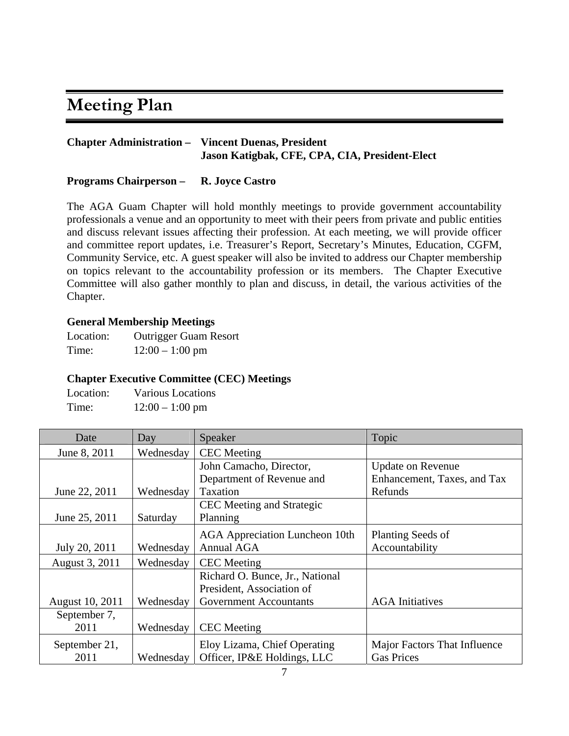# Meeting Plan

**Chapter Administration – Vincent Duenas, President**
**Jason Katigbak, CFE, CPA, CIA, President-Elect**

**Programs Chairperson – R. Joyce Castro**

The AGA Guam Chapter will hold monthly meetings to provide government accountability professionals a venue and an opportunity to meet with their peers from private and public entities and discuss relevant issues affecting their profession. At each meeting, we will provide officer and committee report updates, i.e. Treasurer's Report, Secretary's Minutes, Education, CGFM, Community Service, etc. A guest speaker will also be invited to address our Chapter membership on topics relevant to the accountability profession or its members. The Chapter Executive Committee will also gather monthly to plan and discuss, in detail, the various activities of the Chapter.

**General Membership Meetings**

Location: Outrigger Guam Resort
Time: 12:00 – 1:00 pm

**Chapter Executive Committee (CEC) Meetings**

Location: Various Locations
Time: 12:00 – 1:00 pm

| Date | Day | Speaker | Topic |
|---|---|---|---|
| June 8, 2011 | Wednesday | CEC Meeting | |
| June 22, 2011 | Wednesday | John Camacho, Director, Department of Revenue and Taxation | Update on Revenue Enhancement, Taxes, and Tax Refunds |
| June 25, 2011 | Saturday | CEC Meeting and Strategic Planning | |
| July 20, 2011 | Wednesday | AGA Appreciation Luncheon 10th Annual AGA | Planting Seeds of Accountability |
| August 3, 2011 | Wednesday | CEC Meeting | |
| August 10, 2011 | Wednesday | Richard O. Bunce, Jr., National President, Association of Government Accountants | AGA Initiatives |
| September 7, 2011 | Wednesday | CEC Meeting | |
| September 21, 2011 | Wednesday | Eloy Lizama, Chief Operating Officer, IP&E Holdings, LLC | Major Factors That Influence Gas Prices |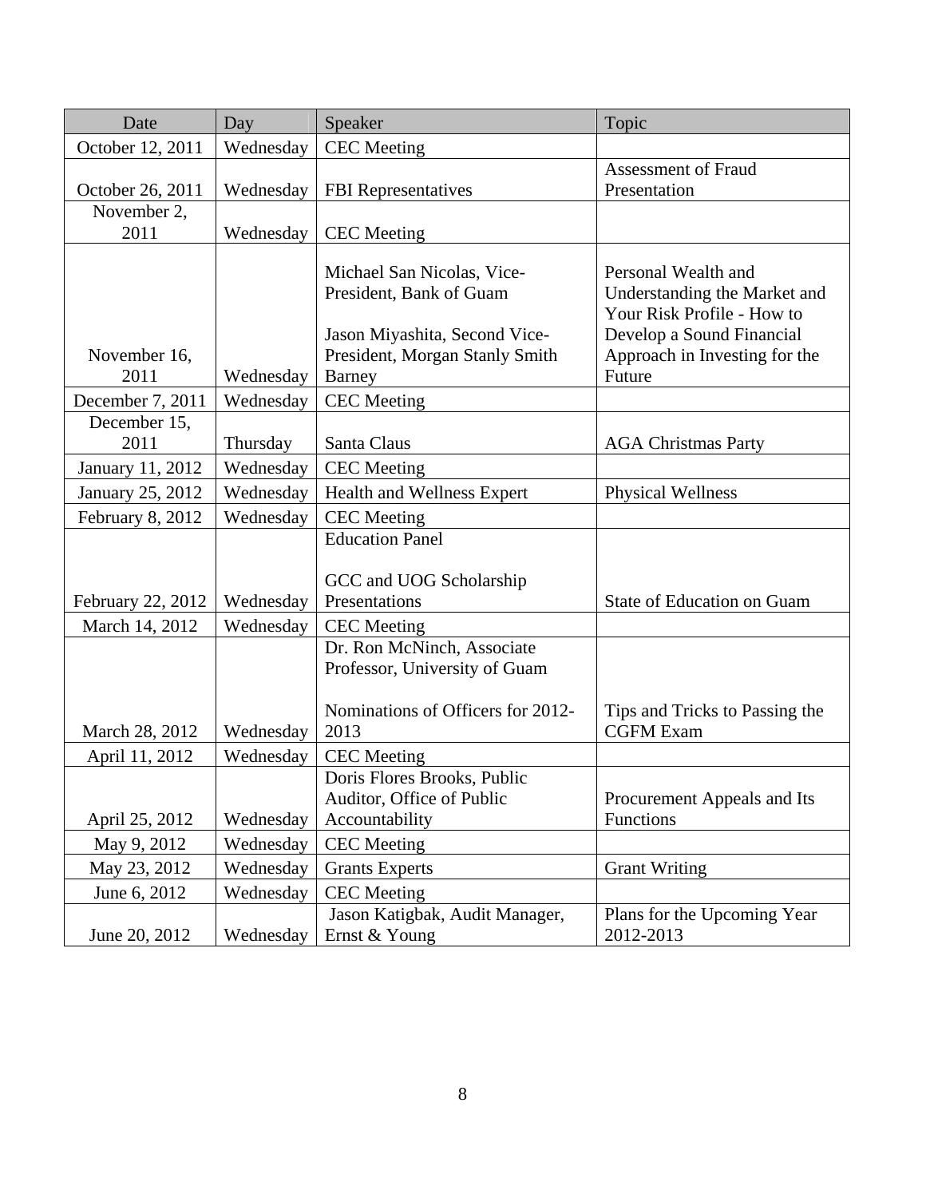| Date | Day | Speaker | Topic |
| --- | --- | --- | --- |
| October 12, 2011 | Wednesday | CEC Meeting | |
| October 26, 2011 | Wednesday | FBI Representatives | Assessment of Fraud Presentation |
| November 2, 2011 | Wednesday | CEC Meeting | |
| November 16, 2011 | Wednesday | Michael San Nicolas, Vice-President, Bank of Guam<br><br>Jason Miyashita, Second Vice-President, Morgan Stanly Smith Barney | Personal Wealth and Understanding the Market and Your Risk Profile - How to Develop a Sound Financial Approach in Investing for the Future |
| December 7, 2011 | Wednesday | CEC Meeting | |
| December 15, 2011 | Thursday | Santa Claus | AGA Christmas Party |
| January 11, 2012 | Wednesday | CEC Meeting | |
| January 25, 2012 | Wednesday | Health and Wellness Expert | Physical Wellness |
| February 8, 2012 | Wednesday | CEC Meeting | |
| February 22, 2012 | Wednesday | Education Panel<br><br>GCC and UOG Scholarship Presentations | State of Education on Guam |
| March 14, 2012 | Wednesday | CEC Meeting | |
| March 28, 2012 | Wednesday | Dr. Ron McNinch, Associate Professor, University of Guam<br><br>Nominations of Officers for 2012-2013 | Tips and Tricks to Passing the CGFM Exam |
| April 11, 2012 | Wednesday | CEC Meeting | |
| April 25, 2012 | Wednesday | Doris Flores Brooks, Public Auditor, Office of Public Accountability | Procurement Appeals and Its Functions |
| May 9, 2012 | Wednesday | CEC Meeting | |
| May 23, 2012 | Wednesday | Grants Experts | Grant Writing |
| June 6, 2012 | Wednesday | CEC Meeting | |
| June 20, 2012 | Wednesday | Jason Katigbak, Audit Manager, Ernst & Young | Plans for the Upcoming Year 2012-2013 |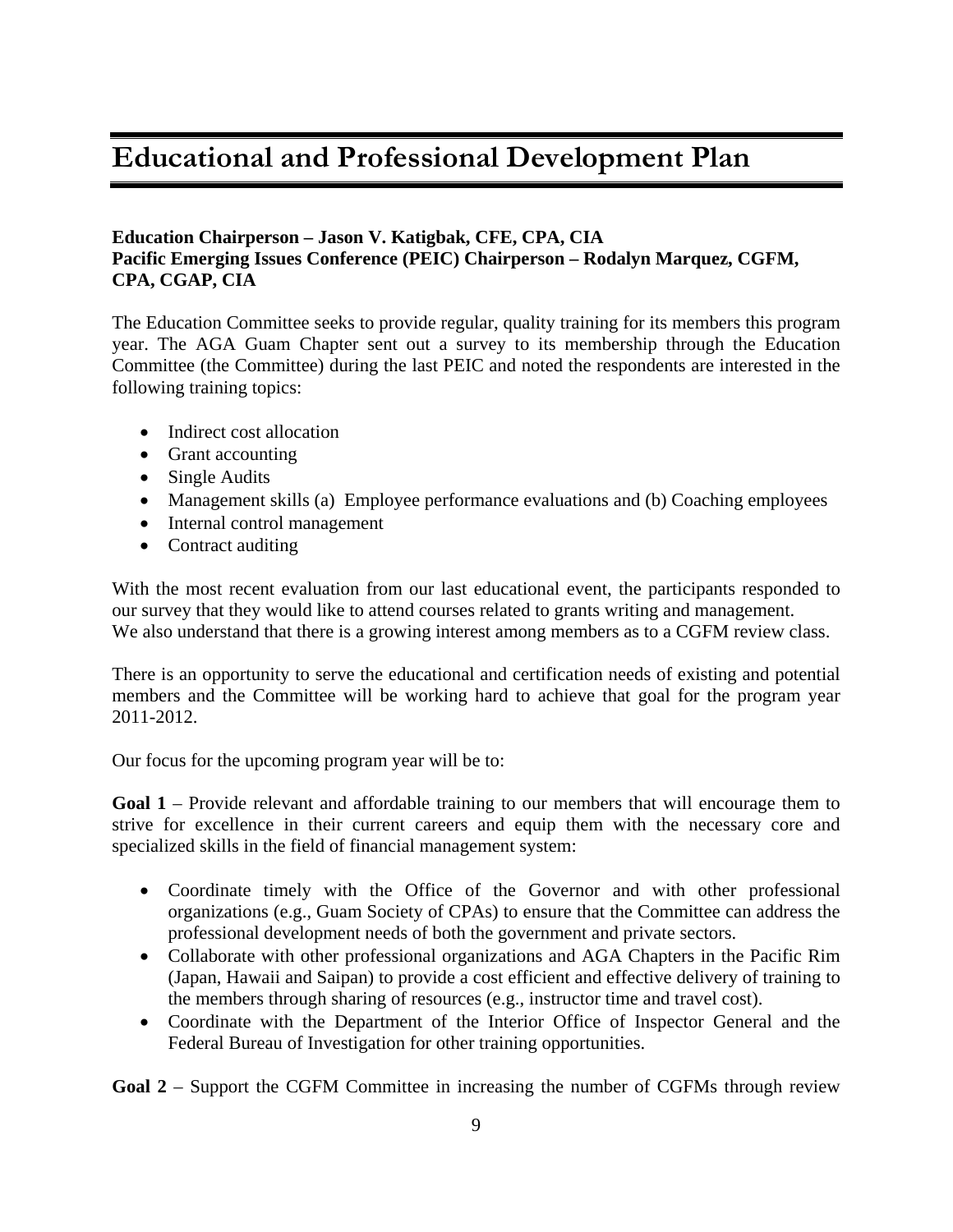# Educational and Professional Development Plan

**Education Chairperson – Jason V. Katigbak, CFE, CPA, CIA**
**Pacific Emerging Issues Conference (PEIC) Chairperson – Rodalyn Marquez, CGFM, CPA, CGAP, CIA**

The Education Committee seeks to provide regular, quality training for its members this program year. The AGA Guam Chapter sent out a survey to its membership through the Education Committee (the Committee) during the last PEIC and noted the respondents are interested in the following training topics:

- Indirect cost allocation
- Grant accounting
- Single Audits
- Management skills (a) Employee performance evaluations and (b) Coaching employees
- Internal control management
- Contract auditing

With the most recent evaluation from our last educational event, the participants responded to our survey that they would like to attend courses related to grants writing and management. We also understand that there is a growing interest among members as to a CGFM review class.

There is an opportunity to serve the educational and certification needs of existing and potential members and the Committee will be working hard to achieve that goal for the program year 2011-2012.

Our focus for the upcoming program year will be to:

**Goal 1** – Provide relevant and affordable training to our members that will encourage them to strive for excellence in their current careers and equip them with the necessary core and specialized skills in the field of financial management system:

- Coordinate timely with the Office of the Governor and with other professional organizations (e.g., Guam Society of CPAs) to ensure that the Committee can address the professional development needs of both the government and private sectors.
- Collaborate with other professional organizations and AGA Chapters in the Pacific Rim (Japan, Hawaii and Saipan) to provide a cost efficient and effective delivery of training to the members through sharing of resources (e.g., instructor time and travel cost).
- Coordinate with the Department of the Interior Office of Inspector General and the Federal Bureau of Investigation for other training opportunities.

**Goal 2** – Support the CGFM Committee in increasing the number of CGFMs through review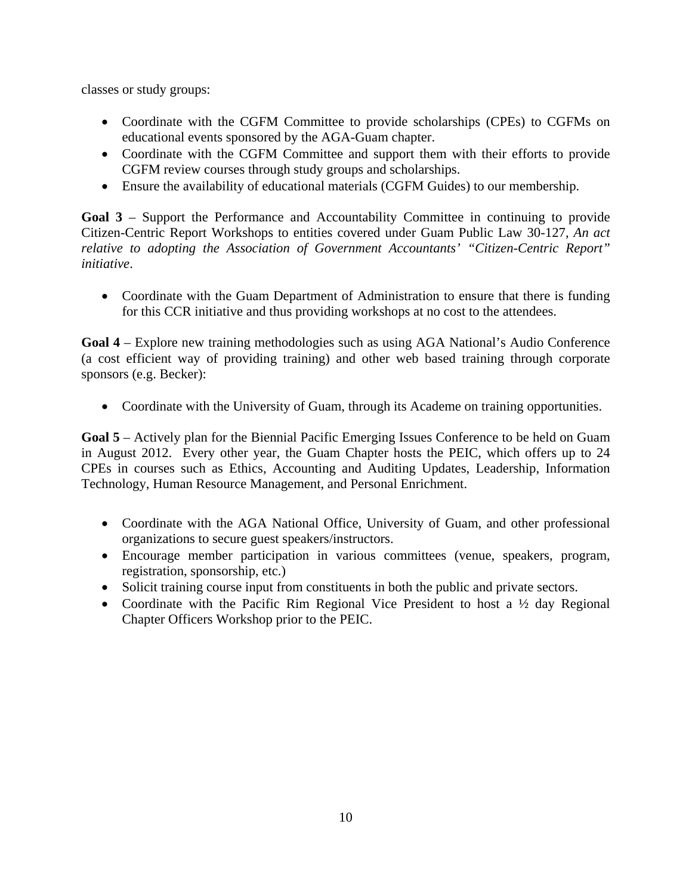classes or study groups:

- Coordinate with the CGFM Committee to provide scholarships (CPEs) to CGFMs on educational events sponsored by the AGA-Guam chapter.
- Coordinate with the CGFM Committee and support them with their efforts to provide CGFM review courses through study groups and scholarships.
- Ensure the availability of educational materials (CGFM Guides) to our membership.

**Goal 3** – Support the Performance and Accountability Committee in continuing to provide Citizen-Centric Report Workshops to entities covered under Guam Public Law 30-127, *An act relative to adopting the Association of Government Accountants' "Citizen-Centric Report" initiative*.

- Coordinate with the Guam Department of Administration to ensure that there is funding for this CCR initiative and thus providing workshops at no cost to the attendees.

**Goal 4** – Explore new training methodologies such as using AGA National's Audio Conference (a cost efficient way of providing training) and other web based training through corporate sponsors (e.g. Becker):

- Coordinate with the University of Guam, through its Academe on training opportunities.

**Goal 5** – Actively plan for the Biennial Pacific Emerging Issues Conference to be held on Guam in August 2012. Every other year, the Guam Chapter hosts the PEIC, which offers up to 24 CPEs in courses such as Ethics, Accounting and Auditing Updates, Leadership, Information Technology, Human Resource Management, and Personal Enrichment.

- Coordinate with the AGA National Office, University of Guam, and other professional organizations to secure guest speakers/instructors.
- Encourage member participation in various committees (venue, speakers, program, registration, sponsorship, etc.)
- Solicit training course input from constituents in both the public and private sectors.
- Coordinate with the Pacific Rim Regional Vice President to host a ½ day Regional Chapter Officers Workshop prior to the PEIC.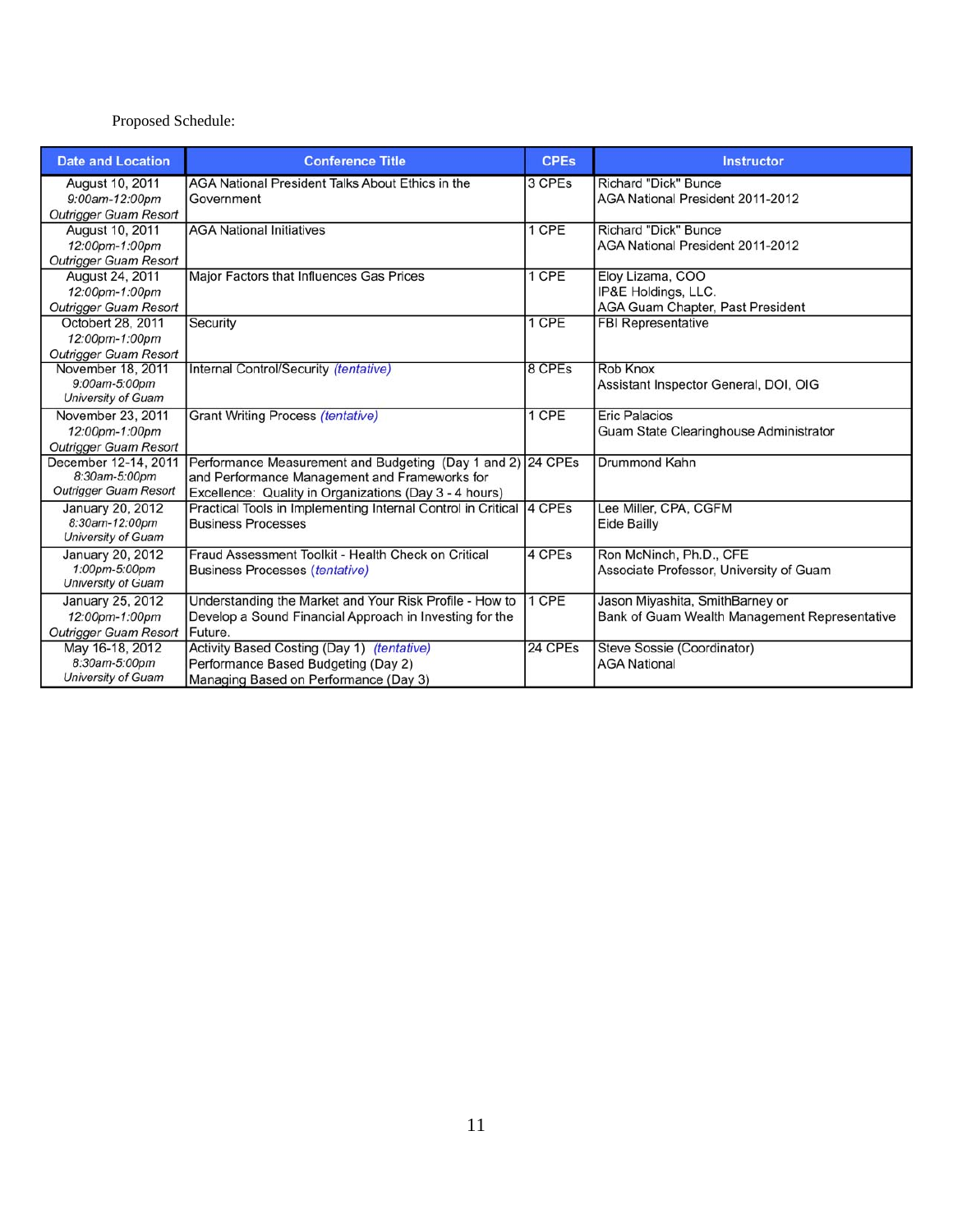Proposed Schedule:

| Date and Location | Conference Title | CPEs | Instructor |
|---|---|---|---|
| August 10, 2011<br>*9:00am-12:00pm*<br>*Outrigger Guam Resort* | AGA National President Talks About Ethics in the Government | 3 CPEs | Richard "Dick" Bunce<br>AGA National President 2011-2012 |
| August 10, 2011<br>*12:00pm-1:00pm*<br>*Outrigger Guam Resort* | AGA National Initiatives | 1 CPE | Richard "Dick" Bunce<br>AGA National President 2011-2012 |
| August 24, 2011<br>*12:00pm-1:00pm*<br>*Outrigger Guam Resort* | Major Factors that Influences Gas Prices | 1 CPE | Eloy Lizama, COO<br>IP&E Holdings, LLC.<br>AGA Guam Chapter, Past President |
| Octobert 28, 2011<br>*12:00pm-1:00pm*<br>*Outrigger Guam Resort* | Security | 1 CPE | FBI Representative |
| November 18, 2011<br>*9:00am-5:00pm*<br>*University of Guam* | Internal Control/Security *(tentative)* | 8 CPEs | Rob Knox<br>Assistant Inspector General, DOI, OIG |
| November 23, 2011<br>*12:00pm-1:00pm*<br>*Outrigger Guam Resort* | Grant Writing Process *(tentative)* | 1 CPE | Eric Palacios<br>Guam State Clearinghouse Administrator |
| December 12-14, 2011<br>*8:30am-5:00pm*<br>*Outrigger Guam Resort* | Performance Measurement and Budgeting (Day 1 and 2) and Performance Management and Frameworks for Excellence: Quality in Organizations (Day 3 - 4 hours) | 24 CPEs | Drummond Kahn |
| January 20, 2012<br>*8:30am-12:00pm*<br>*University of Guam* | Practical Tools in Implementing Internal Control in Critical Business Processes | 4 CPEs | Lee Miller, CPA, CGFM<br>Eide Bailly |
| January 20, 2012<br>*1:00pm-5:00pm*<br>*University of Guam* | Fraud Assessment Toolkit - Health Check on Critical Business Processes *(tentative)* | 4 CPEs | Ron McNinch, Ph.D., CFE<br>Associate Professor, University of Guam |
| January 25, 2012<br>*12:00pm-1:00pm*<br>*Outrigger Guam Resort* | Understanding the Market and Your Risk Profile - How to Develop a Sound Financial Approach in Investing for the Future. | 1 CPE | Jason Miyashita, SmithBarney or<br>Bank of Guam Wealth Management Representative |
| May 16-18, 2012<br>*8:30am-5:00pm*<br>*University of Guam* | Activity Based Costing (Day 1) *(tentative)*<br>Performance Based Budgeting (Day 2)<br>Managing Based on Performance (Day 3) | 24 CPEs | Steve Sossie (Coordinator)<br>AGA National |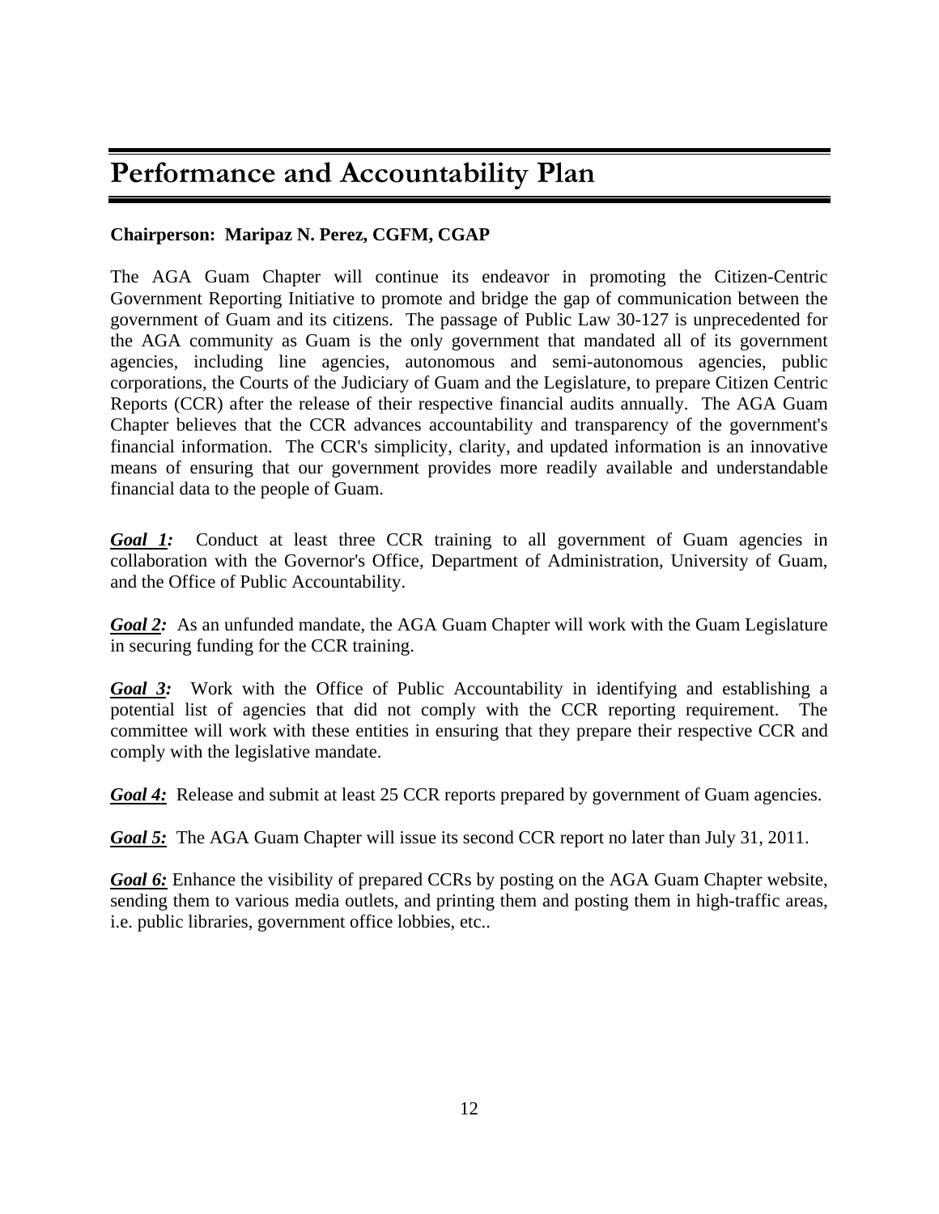# Performance and Accountability Plan

**Chairperson: Maripaz N. Perez, CGFM, CGAP**

The AGA Guam Chapter will continue its endeavor in promoting the Citizen-Centric Government Reporting Initiative to promote and bridge the gap of communication between the government of Guam and its citizens. The passage of Public Law 30-127 is unprecedented for the AGA community as Guam is the only government that mandated all of its government agencies, including line agencies, autonomous and semi-autonomous agencies, public corporations, the Courts of the Judiciary of Guam and the Legislature, to prepare Citizen Centric Reports (CCR) after the release of their respective financial audits annually. The AGA Guam Chapter believes that the CCR advances accountability and transparency of the government's financial information. The CCR's simplicity, clarity, and updated information is an innovative means of ensuring that our government provides more readily available and understandable financial data to the people of Guam.

***Goal 1:*** Conduct at least three CCR training to all government of Guam agencies in collaboration with the Governor's Office, Department of Administration, University of Guam, and the Office of Public Accountability.

***Goal 2:*** As an unfunded mandate, the AGA Guam Chapter will work with the Guam Legislature in securing funding for the CCR training.

***Goal 3:*** Work with the Office of Public Accountability in identifying and establishing a potential list of agencies that did not comply with the CCR reporting requirement. The committee will work with these entities in ensuring that they prepare their respective CCR and comply with the legislative mandate.

***Goal 4:*** Release and submit at least 25 CCR reports prepared by government of Guam agencies.

***Goal 5:*** The AGA Guam Chapter will issue its second CCR report no later than July 31, 2011.

***Goal 6:*** Enhance the visibility of prepared CCRs by posting on the AGA Guam Chapter website, sending them to various media outlets, and printing them and posting them in high-traffic areas, i.e. public libraries, government office lobbies, etc..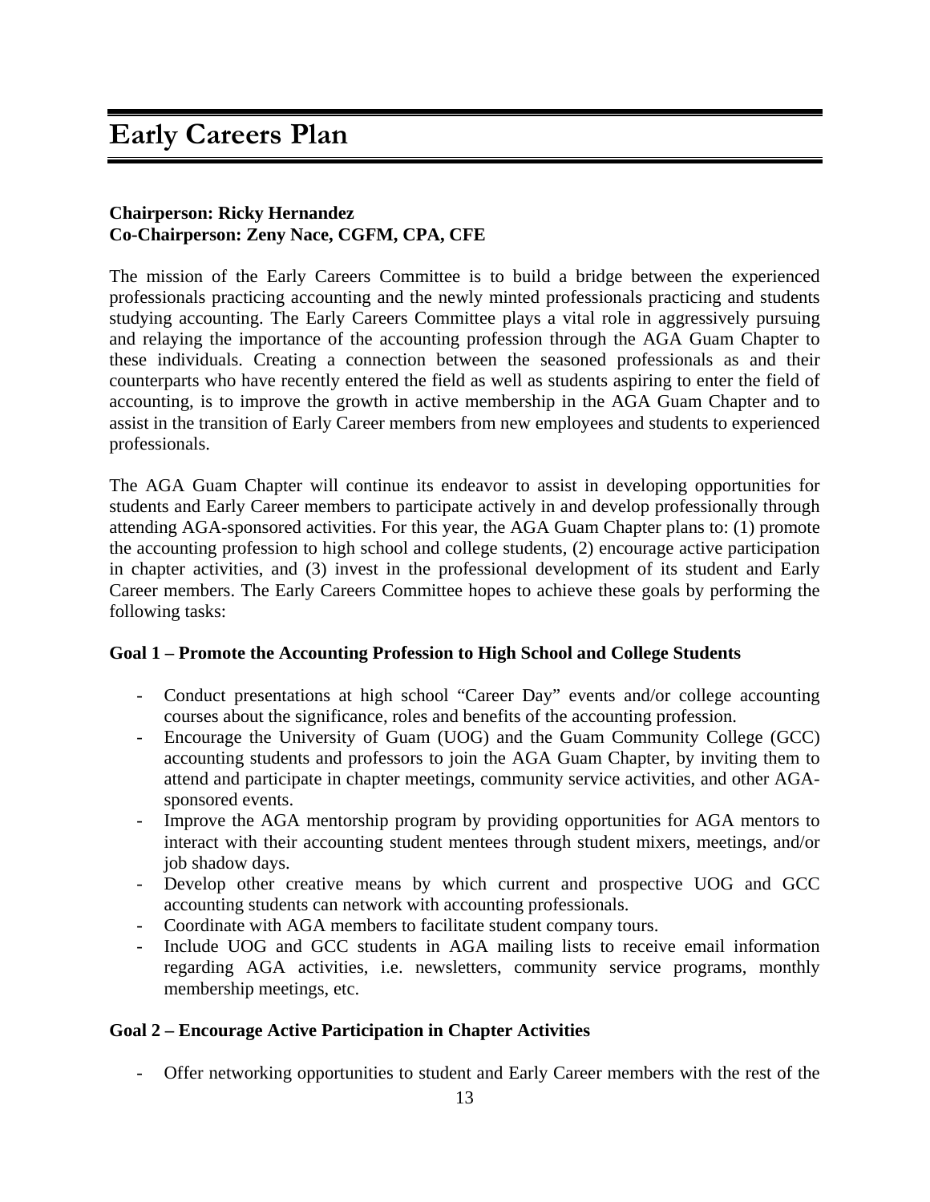# Early Careers Plan

**Chairperson: Ricky Hernandez**
**Co-Chairperson: Zeny Nace, CGFM, CPA, CFE**

The mission of the Early Careers Committee is to build a bridge between the experienced professionals practicing accounting and the newly minted professionals practicing and students studying accounting. The Early Careers Committee plays a vital role in aggressively pursuing and relaying the importance of the accounting profession through the AGA Guam Chapter to these individuals. Creating a connection between the seasoned professionals as and their counterparts who have recently entered the field as well as students aspiring to enter the field of accounting, is to improve the growth in active membership in the AGA Guam Chapter and to assist in the transition of Early Career members from new employees and students to experienced professionals.

The AGA Guam Chapter will continue its endeavor to assist in developing opportunities for students and Early Career members to participate actively in and develop professionally through attending AGA-sponsored activities. For this year, the AGA Guam Chapter plans to: (1) promote the accounting profession to high school and college students, (2) encourage active participation in chapter activities, and (3) invest in the professional development of its student and Early Career members. The Early Careers Committee hopes to achieve these goals by performing the following tasks:

**Goal 1 – Promote the Accounting Profession to High School and College Students**

- Conduct presentations at high school “Career Day” events and/or college accounting courses about the significance, roles and benefits of the accounting profession.
- Encourage the University of Guam (UOG) and the Guam Community College (GCC) accounting students and professors to join the AGA Guam Chapter, by inviting them to attend and participate in chapter meetings, community service activities, and other AGA-sponsored events.
- Improve the AGA mentorship program by providing opportunities for AGA mentors to interact with their accounting student mentees through student mixers, meetings, and/or job shadow days.
- Develop other creative means by which current and prospective UOG and GCC accounting students can network with accounting professionals.
- Coordinate with AGA members to facilitate student company tours.
- Include UOG and GCC students in AGA mailing lists to receive email information regarding AGA activities, i.e. newsletters, community service programs, monthly membership meetings, etc.

**Goal 2 – Encourage Active Participation in Chapter Activities**

- Offer networking opportunities to student and Early Career members with the rest of the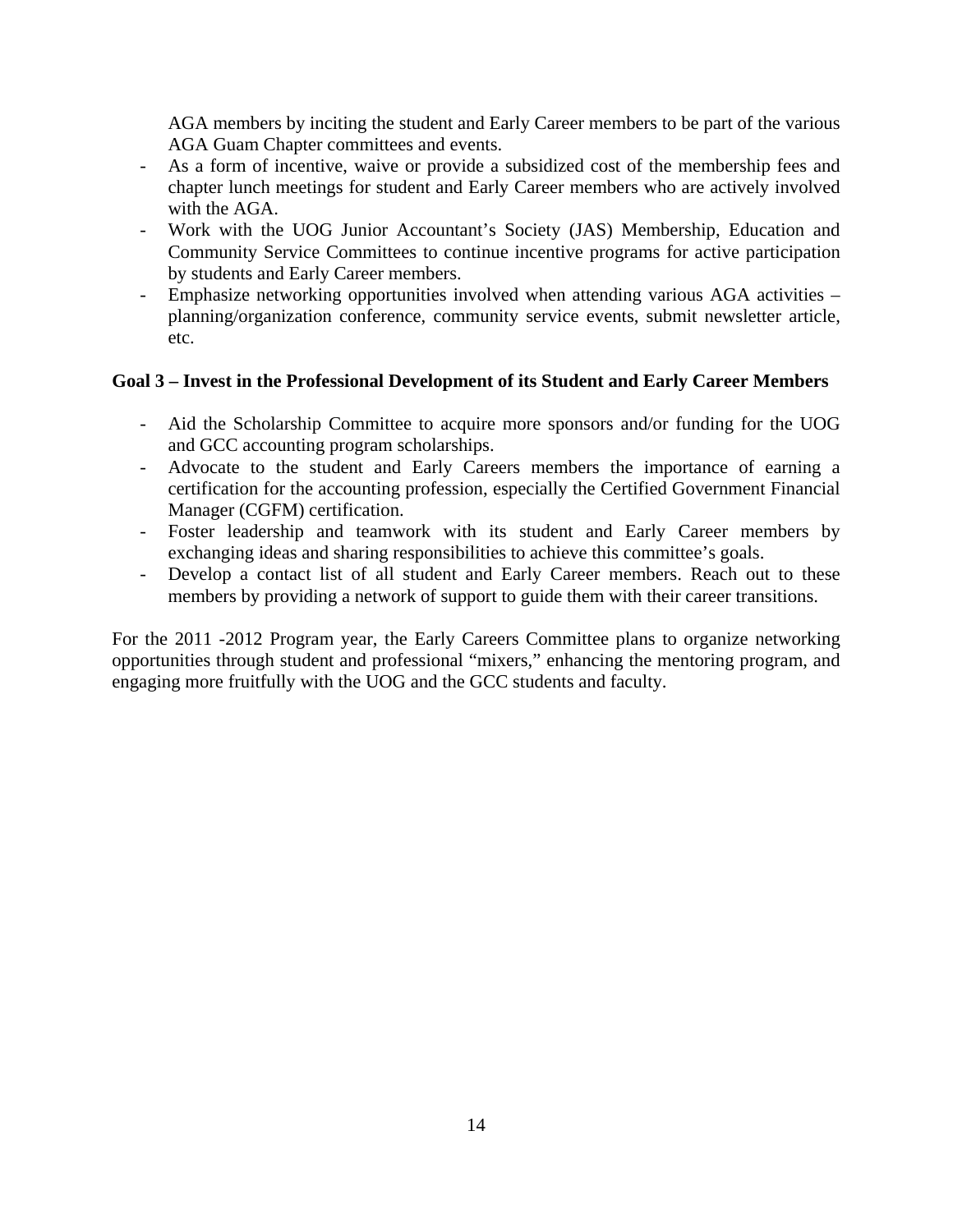AGA members by inciting the student and Early Career members to be part of the various AGA Guam Chapter committees and events.

- As a form of incentive, waive or provide a subsidized cost of the membership fees and chapter lunch meetings for student and Early Career members who are actively involved with the AGA.
- Work with the UOG Junior Accountant's Society (JAS) Membership, Education and Community Service Committees to continue incentive programs for active participation by students and Early Career members.
- Emphasize networking opportunities involved when attending various AGA activities – planning/organization conference, community service events, submit newsletter article, etc.

**Goal 3 – Invest in the Professional Development of its Student and Early Career Members**

- Aid the Scholarship Committee to acquire more sponsors and/or funding for the UOG and GCC accounting program scholarships.
- Advocate to the student and Early Careers members the importance of earning a certification for the accounting profession, especially the Certified Government Financial Manager (CGFM) certification.
- Foster leadership and teamwork with its student and Early Career members by exchanging ideas and sharing responsibilities to achieve this committee's goals.
- Develop a contact list of all student and Early Career members. Reach out to these members by providing a network of support to guide them with their career transitions.

For the 2011 -2012 Program year, the Early Careers Committee plans to organize networking opportunities through student and professional "mixers," enhancing the mentoring program, and engaging more fruitfully with the UOG and the GCC students and faculty.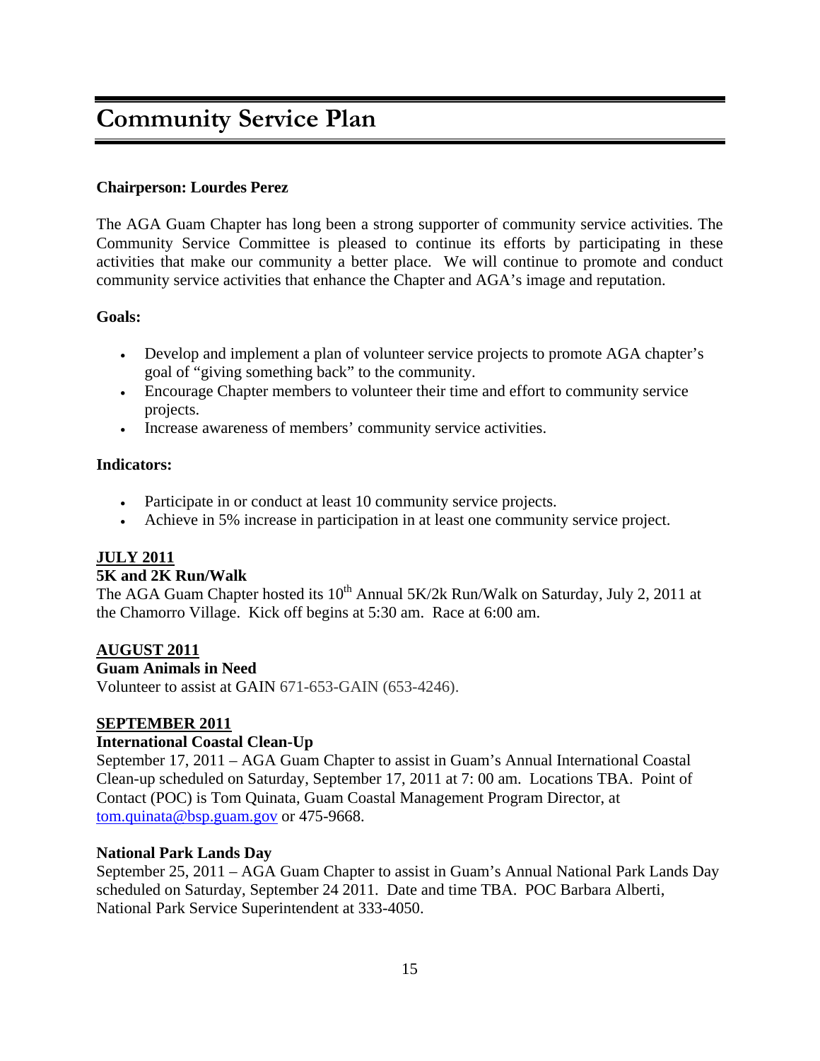# Community Service Plan

**Chairperson: Lourdes Perez**

The AGA Guam Chapter has long been a strong supporter of community service activities. The Community Service Committee is pleased to continue its efforts by participating in these activities that make our community a better place. We will continue to promote and conduct community service activities that enhance the Chapter and AGA's image and reputation.

**Goals:**

- Develop and implement a plan of volunteer service projects to promote AGA chapter's goal of "giving something back" to the community.
- Encourage Chapter members to volunteer their time and effort to community service projects.
- Increase awareness of members' community service activities.

**Indicators:**

- Participate in or conduct at least 10 community service projects.
- Achieve in 5% increase in participation in at least one community service project.

**JULY 2011**

**5K and 2K Run/Walk**

The AGA Guam Chapter hosted its 10th Annual 5K/2k Run/Walk on Saturday, July 2, 2011 at the Chamorro Village. Kick off begins at 5:30 am. Race at 6:00 am.

**AUGUST 2011**

**Guam Animals in Need**

Volunteer to assist at GAIN 671-653-GAIN (653-4246).

**SEPTEMBER 2011**

**International Coastal Clean-Up**

September 17, 2011 – AGA Guam Chapter to assist in Guam's Annual International Coastal Clean-up scheduled on Saturday, September 17, 2011 at 7: 00 am. Locations TBA. Point of Contact (POC) is Tom Quinata, Guam Coastal Management Program Director, at tom.quinata@bsp.guam.gov or 475-9668.

**National Park Lands Day**

September 25, 2011 – AGA Guam Chapter to assist in Guam's Annual National Park Lands Day scheduled on Saturday, September 24 2011. Date and time TBA. POC Barbara Alberti, National Park Service Superintendent at 333-4050.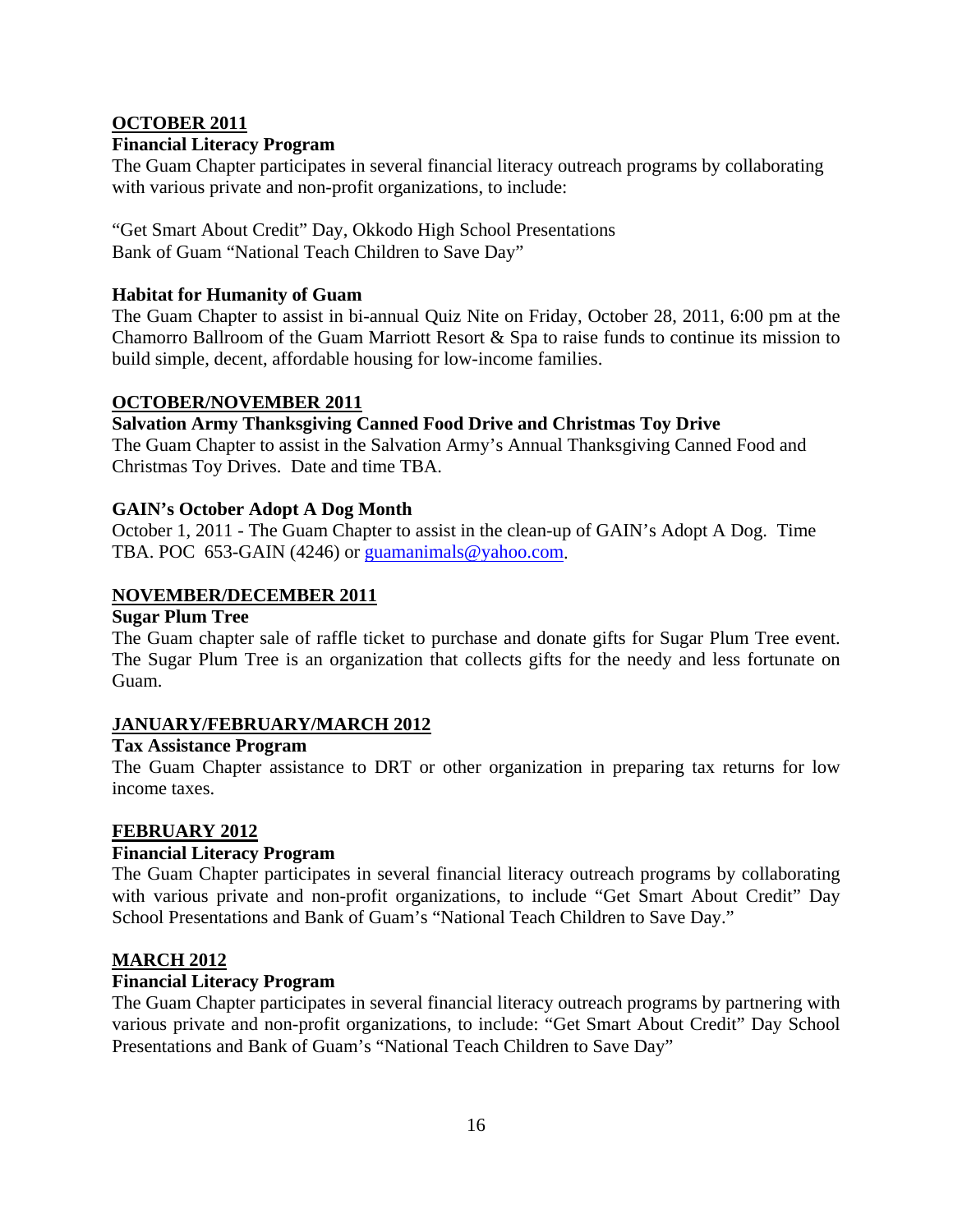## OCTOBER 2011

**Financial Literacy Program**

The Guam Chapter participates in several financial literacy outreach programs by collaborating with various private and non-profit organizations, to include:

"Get Smart About Credit" Day, Okkodo High School Presentations
Bank of Guam "National Teach Children to Save Day"

**Habitat for Humanity of Guam**

The Guam Chapter to assist in bi-annual Quiz Nite on Friday, October 28, 2011, 6:00 pm at the Chamorro Ballroom of the Guam Marriott Resort & Spa to raise funds to continue its mission to build simple, decent, affordable housing for low-income families.

## OCTOBER/NOVEMBER 2011

**Salvation Army Thanksgiving Canned Food Drive and Christmas Toy Drive**

The Guam Chapter to assist in the Salvation Army's Annual Thanksgiving Canned Food and Christmas Toy Drives. Date and time TBA.

**GAIN's October Adopt A Dog Month**

October 1, 2011 - The Guam Chapter to assist in the clean-up of GAIN's Adopt A Dog. Time TBA. POC 653-GAIN (4246) or guamanimals@yahoo.com.

## NOVEMBER/DECEMBER 2011

**Sugar Plum Tree**

The Guam chapter sale of raffle ticket to purchase and donate gifts for Sugar Plum Tree event. The Sugar Plum Tree is an organization that collects gifts for the needy and less fortunate on Guam.

## JANUARY/FEBRUARY/MARCH 2012

**Tax Assistance Program**

The Guam Chapter assistance to DRT or other organization in preparing tax returns for low income taxes.

## FEBRUARY 2012

**Financial Literacy Program**

The Guam Chapter participates in several financial literacy outreach programs by collaborating with various private and non-profit organizations, to include "Get Smart About Credit" Day School Presentations and Bank of Guam's "National Teach Children to Save Day."

## MARCH 2012

**Financial Literacy Program**

The Guam Chapter participates in several financial literacy outreach programs by partnering with various private and non-profit organizations, to include: "Get Smart About Credit" Day School Presentations and Bank of Guam's "National Teach Children to Save Day"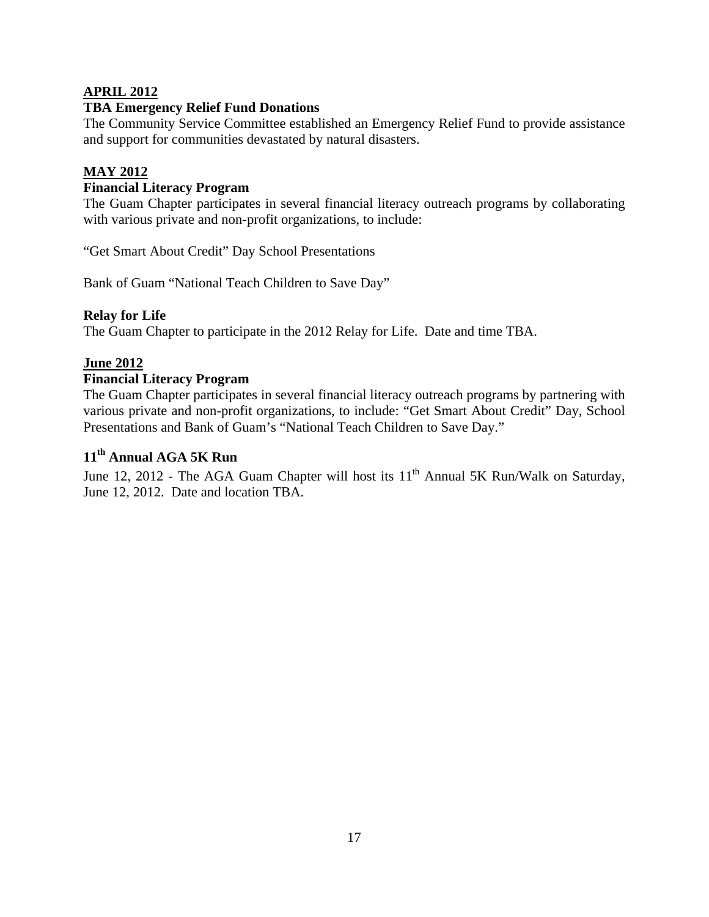## APRIL 2012

### TBA Emergency Relief Fund Donations

The Community Service Committee established an Emergency Relief Fund to provide assistance and support for communities devastated by natural disasters.

## MAY 2012

### Financial Literacy Program

The Guam Chapter participates in several financial literacy outreach programs by collaborating with various private and non-profit organizations, to include:

"Get Smart About Credit" Day School Presentations

Bank of Guam "National Teach Children to Save Day"

### Relay for Life

The Guam Chapter to participate in the 2012 Relay for Life. Date and time TBA.

## June 2012

### Financial Literacy Program

The Guam Chapter participates in several financial literacy outreach programs by partnering with various private and non-profit organizations, to include: "Get Smart About Credit" Day, School Presentations and Bank of Guam's "National Teach Children to Save Day."

### 11th Annual AGA 5K Run

June 12, 2012 - The AGA Guam Chapter will host its 11th Annual 5K Run/Walk on Saturday, June 12, 2012. Date and location TBA.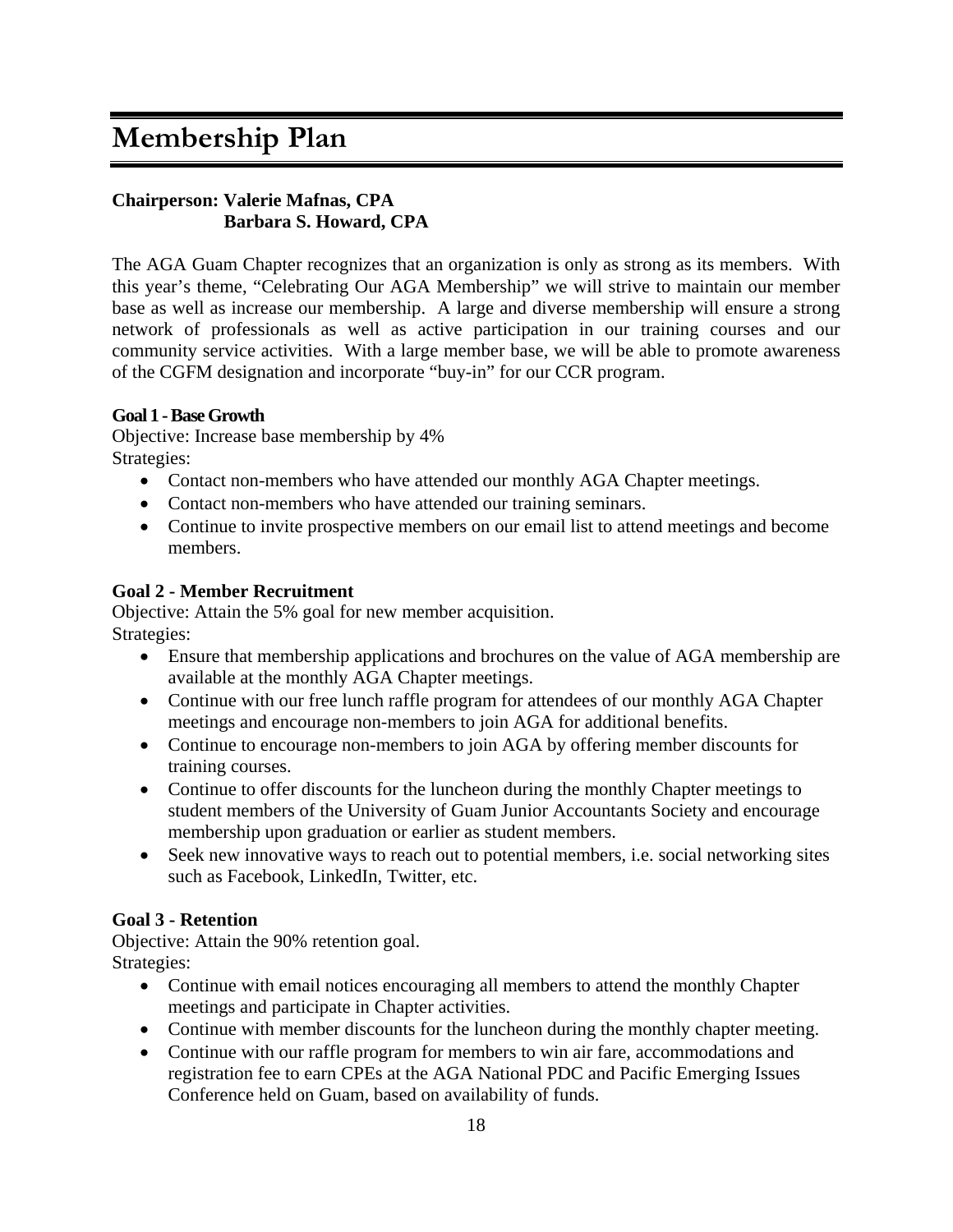# Membership Plan

**Chairperson: Valerie Mafnas, CPA**
**Barbara S. Howard, CPA**

The AGA Guam Chapter recognizes that an organization is only as strong as its members. With this year's theme, "Celebrating Our AGA Membership" we will strive to maintain our member base as well as increase our membership. A large and diverse membership will ensure a strong network of professionals as well as active participation in our training courses and our community service activities. With a large member base, we will be able to promote awareness of the CGFM designation and incorporate "buy-in" for our CCR program.

**Goal 1 - Base Growth**
Objective: Increase base membership by 4%
Strategies:

- Contact non-members who have attended our monthly AGA Chapter meetings.
- Contact non-members who have attended our training seminars.
- Continue to invite prospective members on our email list to attend meetings and become members.

**Goal 2 - Member Recruitment**
Objective: Attain the 5% goal for new member acquisition.
Strategies:

- Ensure that membership applications and brochures on the value of AGA membership are available at the monthly AGA Chapter meetings.
- Continue with our free lunch raffle program for attendees of our monthly AGA Chapter meetings and encourage non-members to join AGA for additional benefits.
- Continue to encourage non-members to join AGA by offering member discounts for training courses.
- Continue to offer discounts for the luncheon during the monthly Chapter meetings to student members of the University of Guam Junior Accountants Society and encourage membership upon graduation or earlier as student members.
- Seek new innovative ways to reach out to potential members, i.e. social networking sites such as Facebook, LinkedIn, Twitter, etc.

**Goal 3 - Retention**
Objective: Attain the 90% retention goal.
Strategies:

- Continue with email notices encouraging all members to attend the monthly Chapter meetings and participate in Chapter activities.
- Continue with member discounts for the luncheon during the monthly chapter meeting.
- Continue with our raffle program for members to win air fare, accommodations and registration fee to earn CPEs at the AGA National PDC and Pacific Emerging Issues Conference held on Guam, based on availability of funds.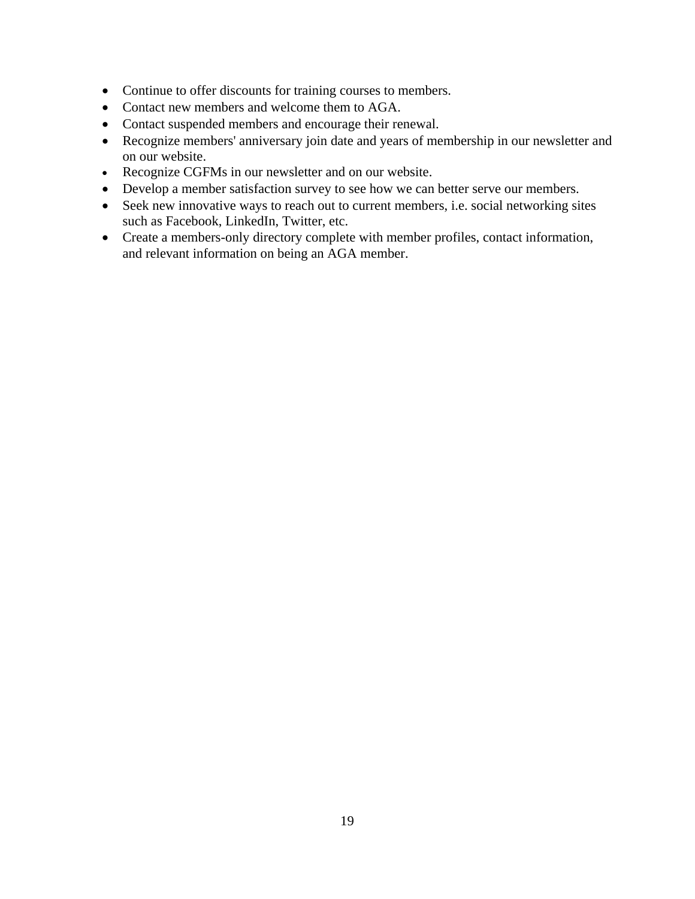- Continue to offer discounts for training courses to members.
- Contact new members and welcome them to AGA.
- Contact suspended members and encourage their renewal.
- Recognize members' anniversary join date and years of membership in our newsletter and on our website.
- Recognize CGFMs in our newsletter and on our website.
- Develop a member satisfaction survey to see how we can better serve our members.
- Seek new innovative ways to reach out to current members, i.e. social networking sites such as Facebook, LinkedIn, Twitter, etc.
- Create a members-only directory complete with member profiles, contact information, and relevant information on being an AGA member.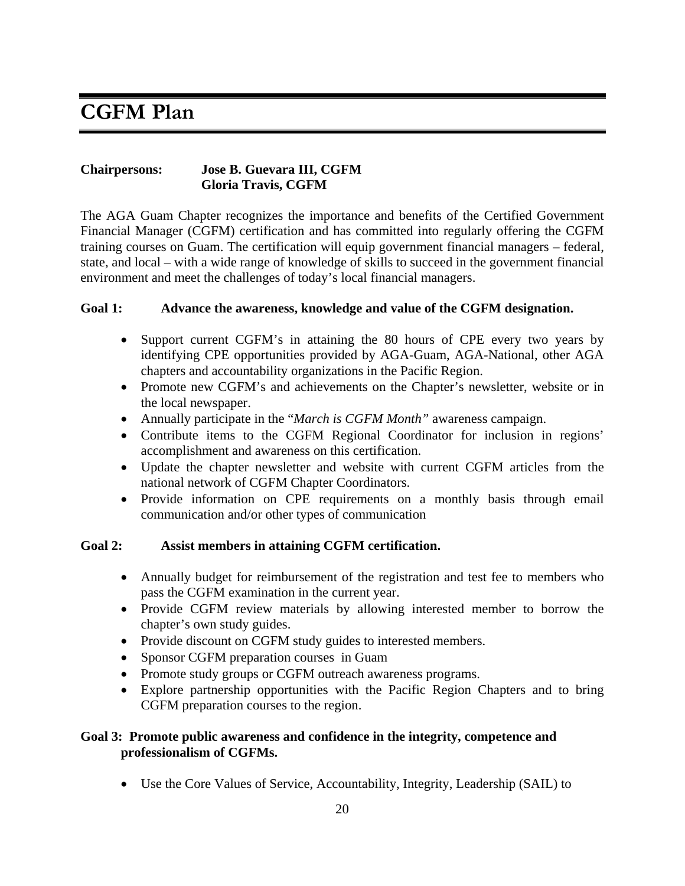# CGFM Plan

**Chairpersons:** **Jose B. Guevara III, CGFM**
**Gloria Travis, CGFM**

The AGA Guam Chapter recognizes the importance and benefits of the Certified Government Financial Manager (CGFM) certification and has committed into regularly offering the CGFM training courses on Guam. The certification will equip government financial managers – federal, state, and local – with a wide range of knowledge of skills to succeed in the government financial environment and meet the challenges of today's local financial managers.

**Goal 1: Advance the awareness, knowledge and value of the CGFM designation.**

- Support current CGFM's in attaining the 80 hours of CPE every two years by identifying CPE opportunities provided by AGA-Guam, AGA-National, other AGA chapters and accountability organizations in the Pacific Region.
- Promote new CGFM's and achievements on the Chapter's newsletter, website or in the local newspaper.
- Annually participate in the "*March is CGFM Month"* awareness campaign.
- Contribute items to the CGFM Regional Coordinator for inclusion in regions' accomplishment and awareness on this certification.
- Update the chapter newsletter and website with current CGFM articles from the national network of CGFM Chapter Coordinators.
- Provide information on CPE requirements on a monthly basis through email communication and/or other types of communication

**Goal 2: Assist members in attaining CGFM certification.**

- Annually budget for reimbursement of the registration and test fee to members who pass the CGFM examination in the current year.
- Provide CGFM review materials by allowing interested member to borrow the chapter's own study guides.
- Provide discount on CGFM study guides to interested members.
- Sponsor CGFM preparation courses in Guam
- Promote study groups or CGFM outreach awareness programs.
- Explore partnership opportunities with the Pacific Region Chapters and to bring CGFM preparation courses to the region.

**Goal 3: Promote public awareness and confidence in the integrity, competence and professionalism of CGFMs.**

- Use the Core Values of Service, Accountability, Integrity, Leadership (SAIL) to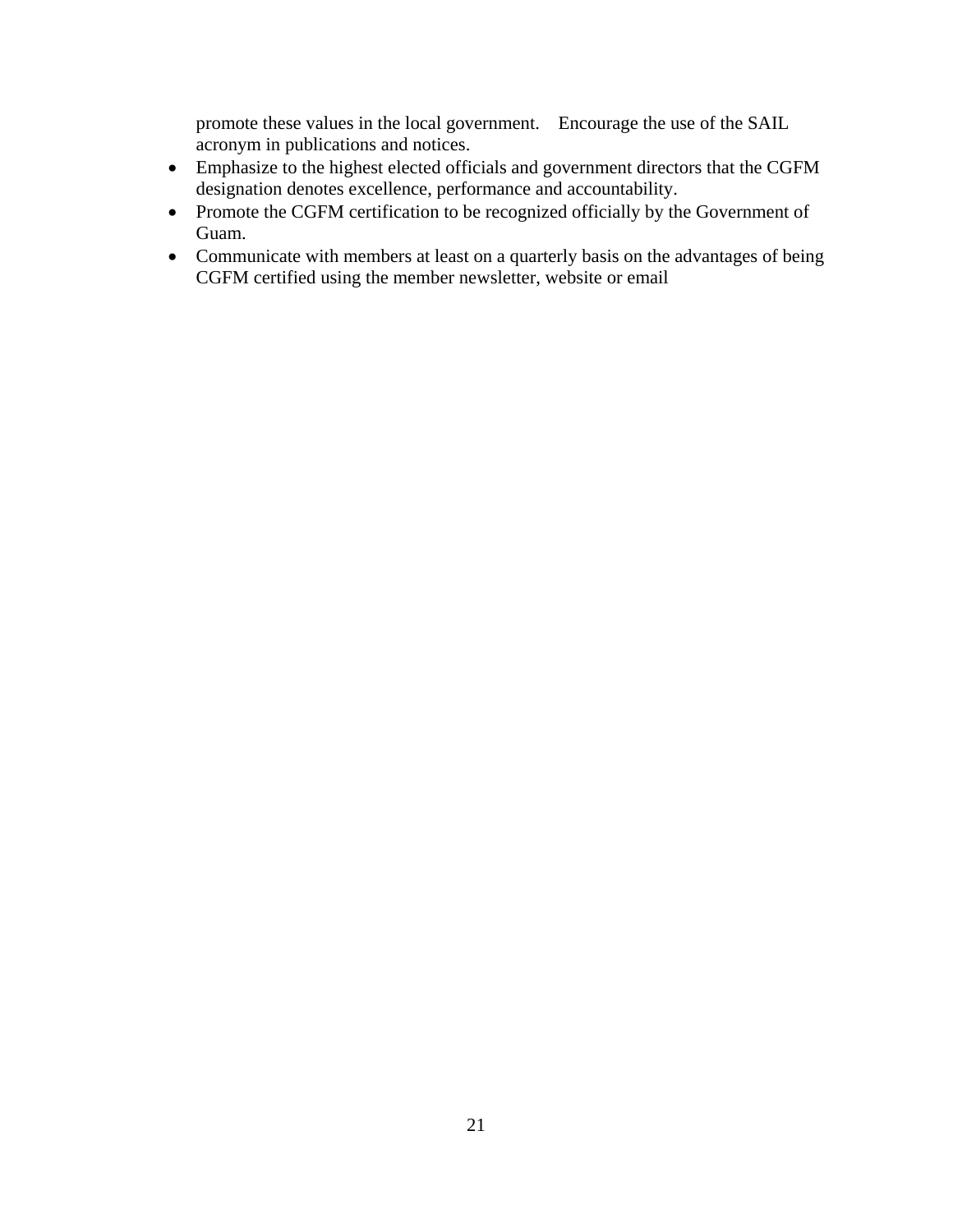promote these values in the local government. Encourage the use of the SAIL acronym in publications and notices.

- Emphasize to the highest elected officials and government directors that the CGFM designation denotes excellence, performance and accountability.
- Promote the CGFM certification to be recognized officially by the Government of Guam.
- Communicate with members at least on a quarterly basis on the advantages of being CGFM certified using the member newsletter, website or email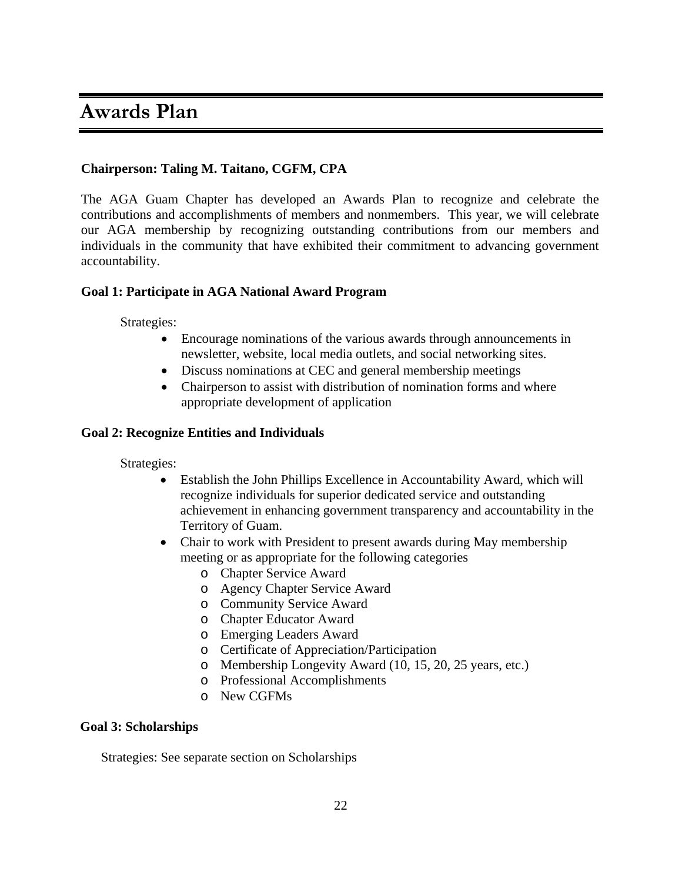# Awards Plan

**Chairperson: Taling M. Taitano, CGFM, CPA**

The AGA Guam Chapter has developed an Awards Plan to recognize and celebrate the contributions and accomplishments of members and nonmembers. This year, we will celebrate our AGA membership by recognizing outstanding contributions from our members and individuals in the community that have exhibited their commitment to advancing government accountability.

**Goal 1: Participate in AGA National Award Program**

Strategies:

- Encourage nominations of the various awards through announcements in newsletter, website, local media outlets, and social networking sites.
- Discuss nominations at CEC and general membership meetings
- Chairperson to assist with distribution of nomination forms and where appropriate development of application

**Goal 2: Recognize Entities and Individuals**

Strategies:

- Establish the John Phillips Excellence in Accountability Award, which will recognize individuals for superior dedicated service and outstanding achievement in enhancing government transparency and accountability in the Territory of Guam.
- Chair to work with President to present awards during May membership meeting or as appropriate for the following categories
  - Chapter Service Award
  - Agency Chapter Service Award
  - Community Service Award
  - Chapter Educator Award
  - Emerging Leaders Award
  - Certificate of Appreciation/Participation
  - Membership Longevity Award (10, 15, 20, 25 years, etc.)
  - Professional Accomplishments
  - New CGFMs

**Goal 3: Scholarships**

Strategies: See separate section on Scholarships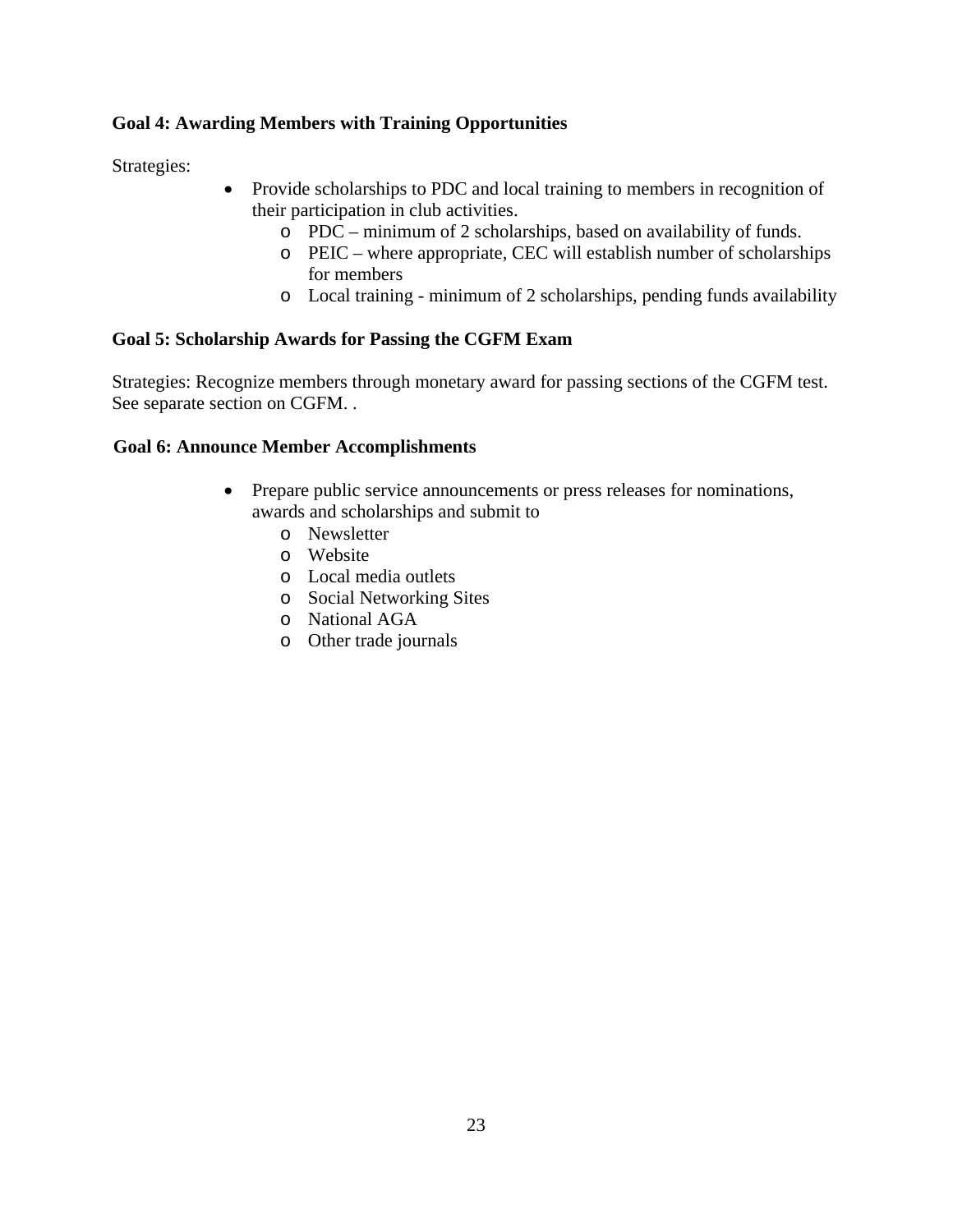**Goal 4: Awarding Members with Training Opportunities**

Strategies:

- Provide scholarships to PDC and local training to members in recognition of their participation in club activities.
  - PDC – minimum of 2 scholarships, based on availability of funds.
  - PEIC – where appropriate, CEC will establish number of scholarships for members
  - Local training - minimum of 2 scholarships, pending funds availability

**Goal 5: Scholarship Awards for Passing the CGFM Exam**

Strategies: Recognize members through monetary award for passing sections of the CGFM test. See separate section on CGFM. .

**Goal 6: Announce Member Accomplishments**

- Prepare public service announcements or press releases for nominations, awards and scholarships and submit to
  - Newsletter
  - Website
  - Local media outlets
  - Social Networking Sites
  - National AGA
  - Other trade journals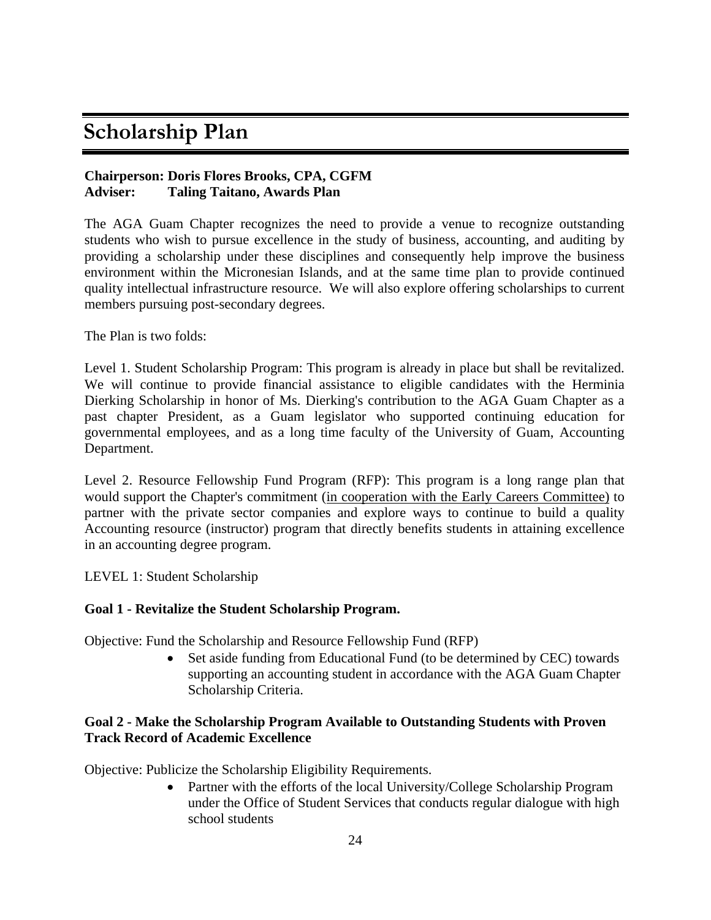# Scholarship Plan

**Chairperson: Doris Flores Brooks, CPA, CGFM**
**Adviser: Taling Taitano, Awards Plan**

The AGA Guam Chapter recognizes the need to provide a venue to recognize outstanding students who wish to pursue excellence in the study of business, accounting, and auditing by providing a scholarship under these disciplines and consequently help improve the business environment within the Micronesian Islands, and at the same time plan to provide continued quality intellectual infrastructure resource. We will also explore offering scholarships to current members pursuing post-secondary degrees.

The Plan is two folds:

Level 1. Student Scholarship Program: This program is already in place but shall be revitalized. We will continue to provide financial assistance to eligible candidates with the Herminia Dierking Scholarship in honor of Ms. Dierking's contribution to the AGA Guam Chapter as a past chapter President, as a Guam legislator who supported continuing education for governmental employees, and as a long time faculty of the University of Guam, Accounting Department.

Level 2. Resource Fellowship Fund Program (RFP): This program is a long range plan that would support the Chapter's commitment (<u>in cooperation with the Early Careers Committee</u>) to partner with the private sector companies and explore ways to continue to build a quality Accounting resource (instructor) program that directly benefits students in attaining excellence in an accounting degree program.

LEVEL 1: Student Scholarship

**Goal 1 - Revitalize the Student Scholarship Program.**

Objective: Fund the Scholarship and Resource Fellowship Fund (RFP)

- Set aside funding from Educational Fund (to be determined by CEC) towards supporting an accounting student in accordance with the AGA Guam Chapter Scholarship Criteria.

**Goal 2 - Make the Scholarship Program Available to Outstanding Students with Proven Track Record of Academic Excellence**

Objective: Publicize the Scholarship Eligibility Requirements.

- Partner with the efforts of the local University/College Scholarship Program under the Office of Student Services that conducts regular dialogue with high school students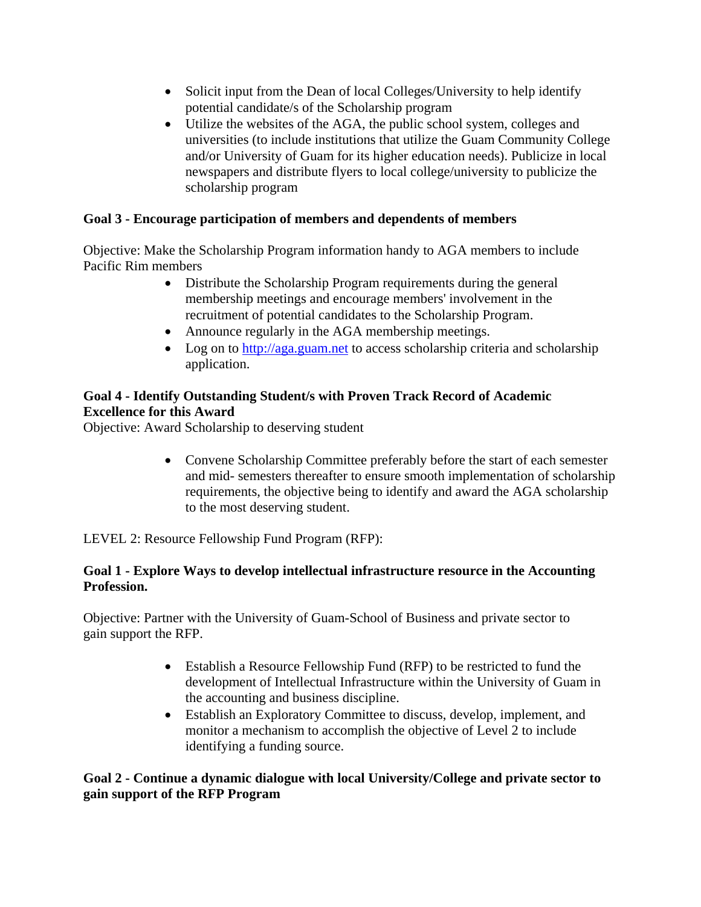- Solicit input from the Dean of local Colleges/University to help identify potential candidate/s of the Scholarship program
- Utilize the websites of the AGA, the public school system, colleges and universities (to include institutions that utilize the Guam Community College and/or University of Guam for its higher education needs). Publicize in local newspapers and distribute flyers to local college/university to publicize the scholarship program

**Goal 3 - Encourage participation of members and dependents of members**

Objective: Make the Scholarship Program information handy to AGA members to include Pacific Rim members

- Distribute the Scholarship Program requirements during the general membership meetings and encourage members' involvement in the recruitment of potential candidates to the Scholarship Program.
- Announce regularly in the AGA membership meetings.
- Log on to [http://aga.guam.net](http://aga.guam.net) to access scholarship criteria and scholarship application.

**Goal 4 - Identify Outstanding Student/s with Proven Track Record of Academic Excellence for this Award**

Objective: Award Scholarship to deserving student

- Convene Scholarship Committee preferably before the start of each semester and mid- semesters thereafter to ensure smooth implementation of scholarship requirements, the objective being to identify and award the AGA scholarship to the most deserving student.

LEVEL 2: Resource Fellowship Fund Program (RFP):

**Goal 1 - Explore Ways to develop intellectual infrastructure resource in the Accounting Profession.**

Objective: Partner with the University of Guam-School of Business and private sector to gain support the RFP.

- Establish a Resource Fellowship Fund (RFP) to be restricted to fund the development of Intellectual Infrastructure within the University of Guam in the accounting and business discipline.
- Establish an Exploratory Committee to discuss, develop, implement, and monitor a mechanism to accomplish the objective of Level 2 to include identifying a funding source.

**Goal 2 - Continue a dynamic dialogue with local University/College and private sector to gain support of the RFP Program**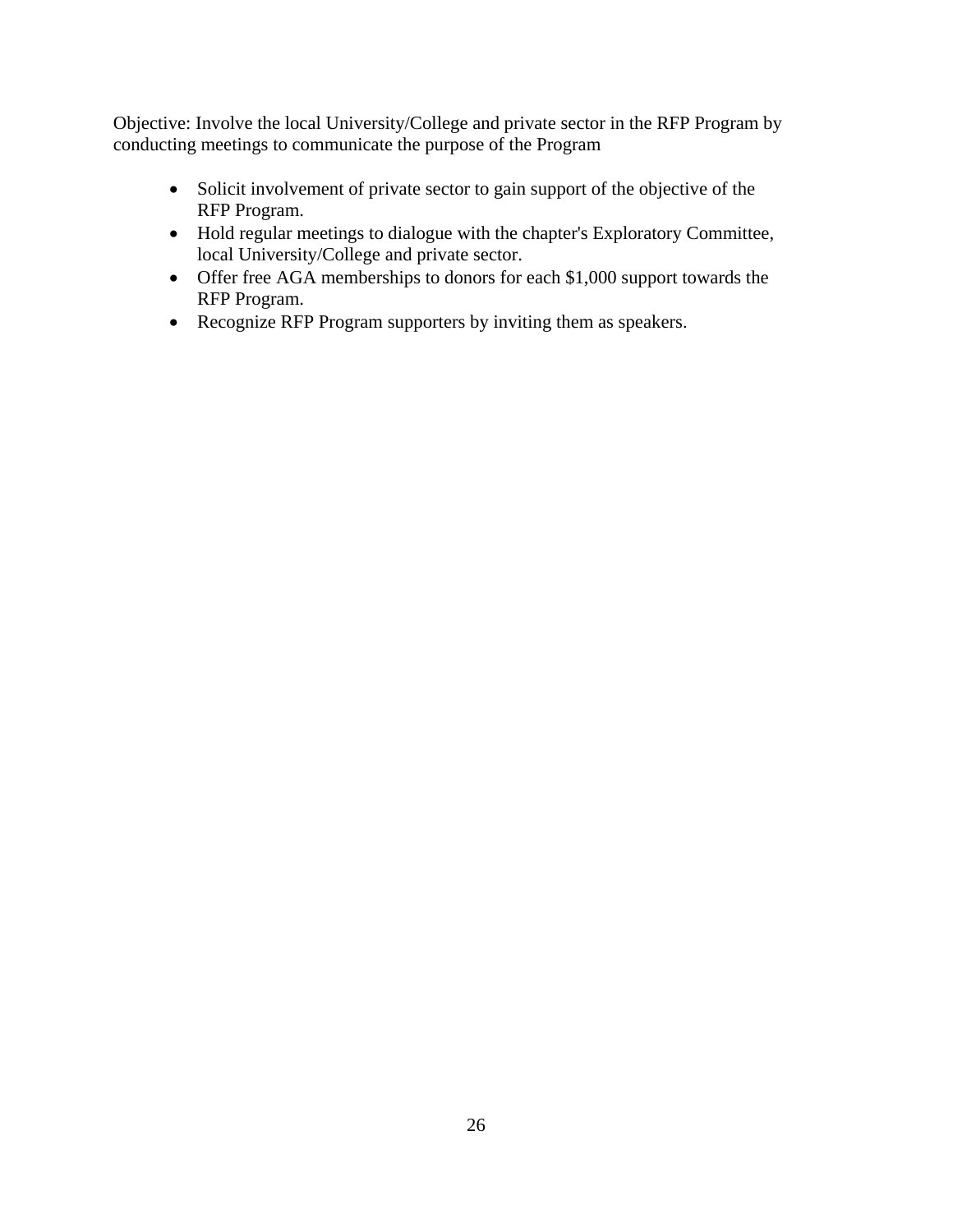Objective: Involve the local University/College and private sector in the RFP Program by conducting meetings to communicate the purpose of the Program

- Solicit involvement of private sector to gain support of the objective of the RFP Program.
- Hold regular meetings to dialogue with the chapter's Exploratory Committee, local University/College and private sector.
- Offer free AGA memberships to donors for each $1,000 support towards the RFP Program.
- Recognize RFP Program supporters by inviting them as speakers.